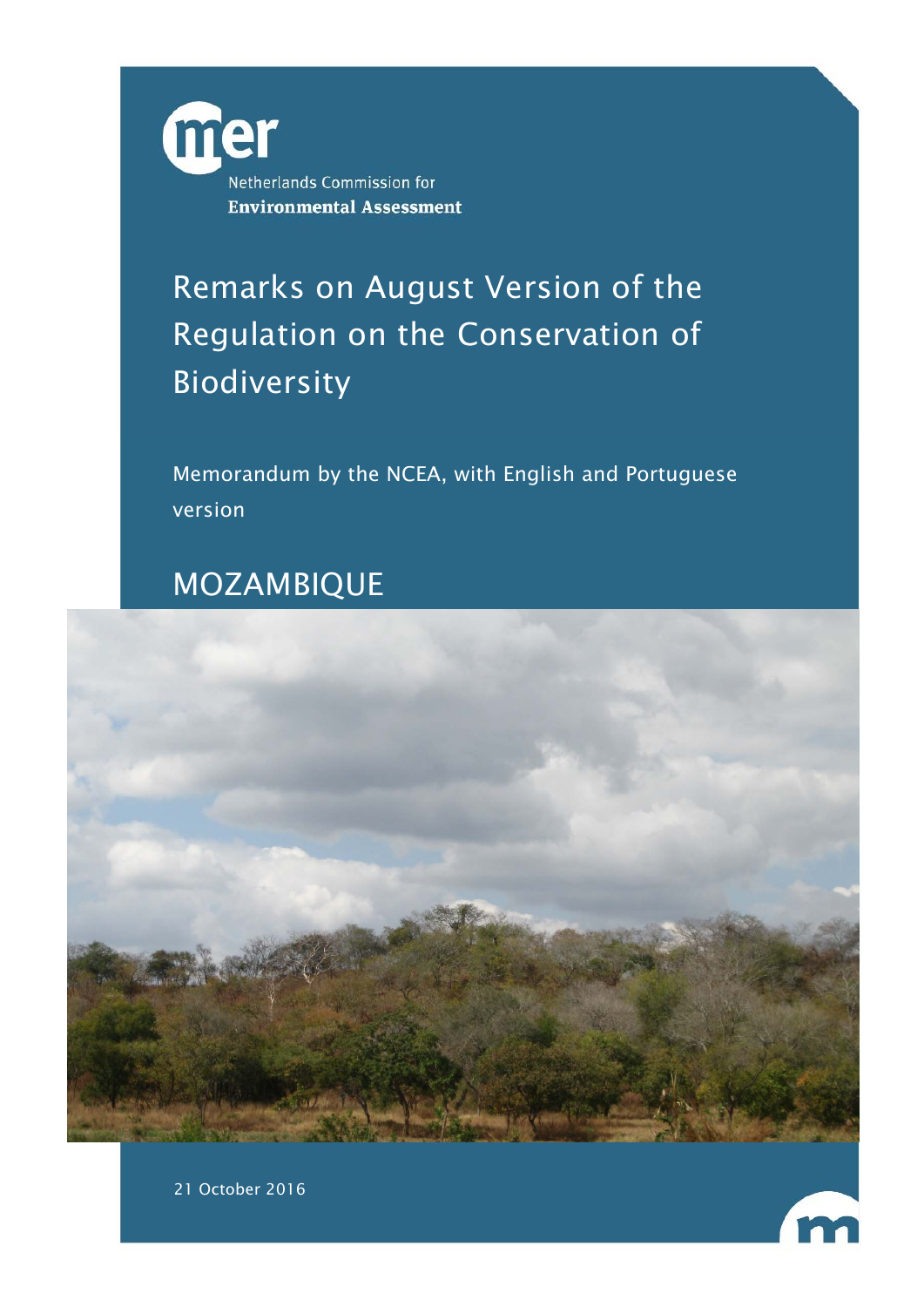Netherlands Commission for
**Environmental Assessment**

# Remarks on August Version of the Regulation on the Conservation of Biodiversity

Memorandum by the NCEA, with English and Portuguese version

## MOZAMBIQUE

21 October 2016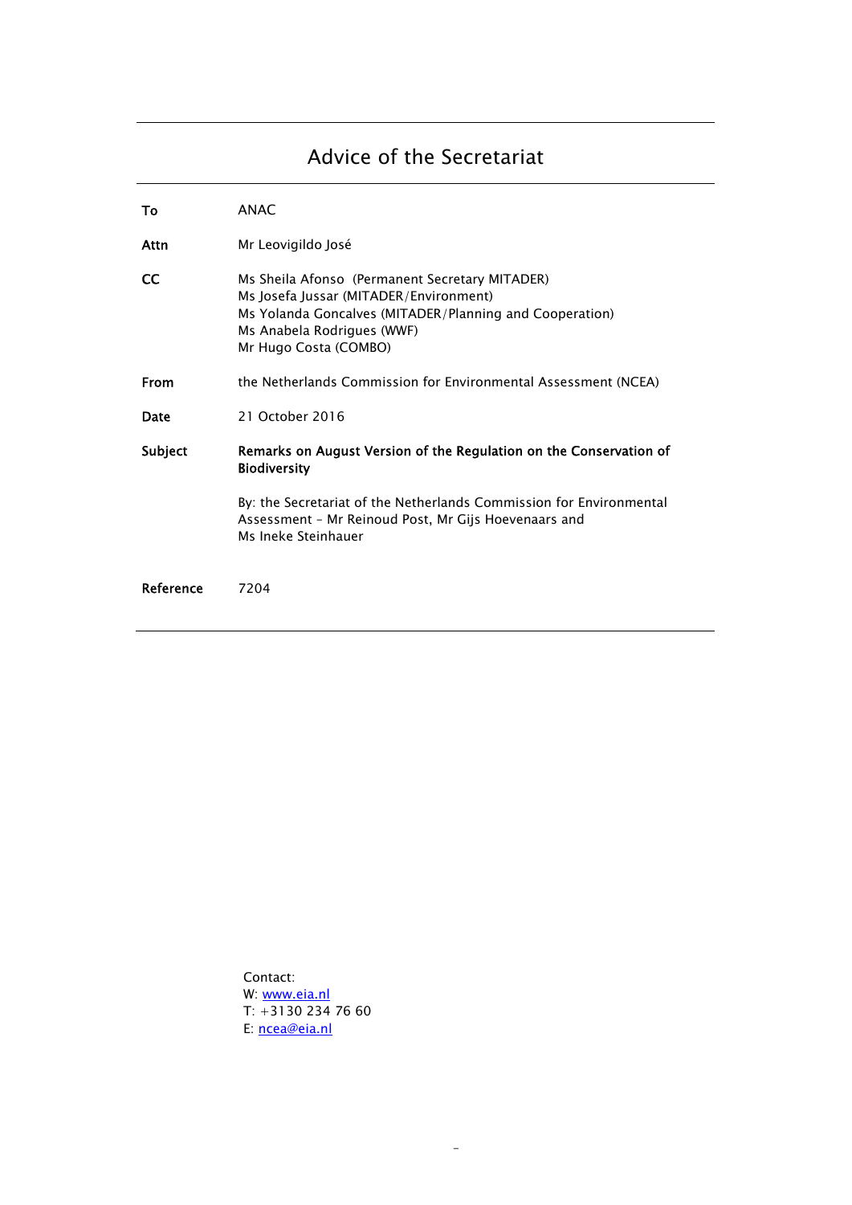# Advice of the Secretariat

| | |
|---|---|
| **To** | ANAC |
| **Attn** | Mr Leovigildo José |
| **CC** | Ms Sheila Afonso (Permanent Secretary MITADER)<br>Ms Josefa Jussar (MITADER/Environment)<br>Ms Yolanda Goncalves (MITADER/Planning and Cooperation)<br>Ms Anabela Rodrigues (WWF)<br>Mr Hugo Costa (COMBO) |
| **From** | the Netherlands Commission for Environmental Assessment (NCEA) |
| **Date** | 21 October 2016 |
| **Subject** | **Remarks on August Version of the Regulation on the Conservation of Biodiversity**<br><br>By: the Secretariat of the Netherlands Commission for Environmental Assessment – Mr Reinoud Post, Mr Gijs Hoevenaars and Ms Ineke Steinhauer |
| **Reference** | 7204 |

Contact:
W: www.eia.nl
T: +3130 234 76 60
E: ncea@eia.nl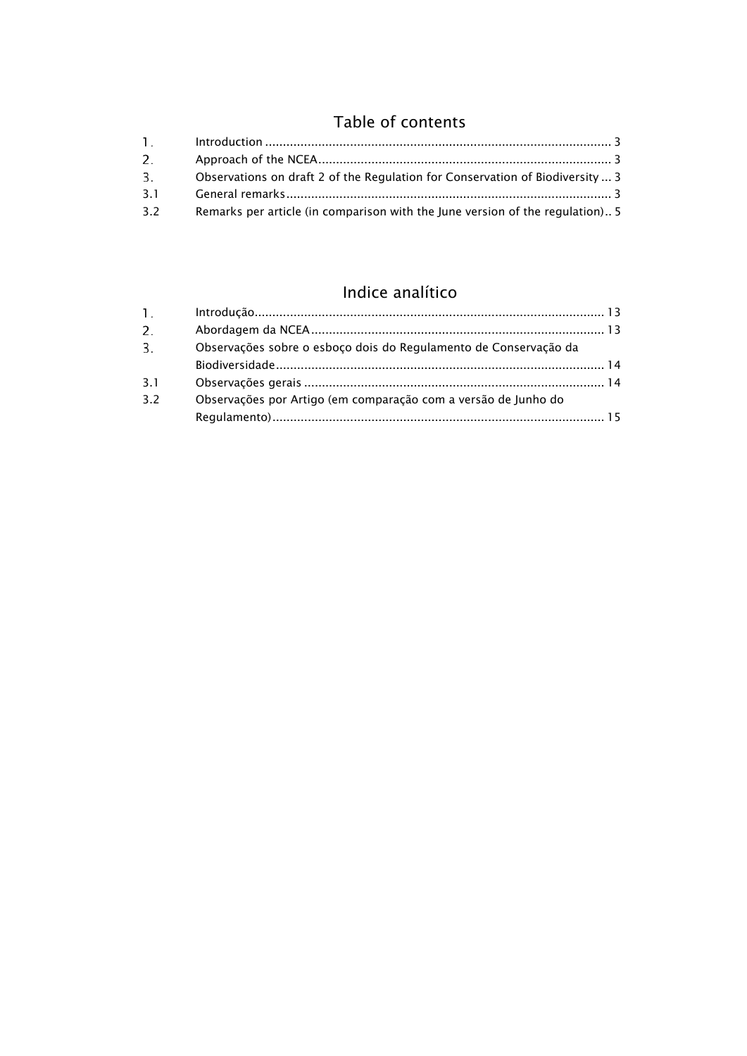# Table of contents

1. Introduction ........................................................................................... 3
2. Approach of the NCEA.............................................................................. 3
3. Observations on draft 2 of the Regulation for Conservation of Biodiversity ... 3

3.1 General remarks ........................................................................................ 3

3.2 Remarks per article (in comparison with the June version of the regulation).. 5

# Indice analítico

1. Introdução................................................................................................. 13
2. Abordagem da NCEA ................................................................................. 13
3. Observações sobre o esboço dois do Regulamento de Conservação da Biodiversidade ........................................................................................... 14

3.1 Observações gerais ................................................................................... 14

3.2 Observações por Artigo (em comparação com a versão de Junho do Regulamento)............................................................................................ 15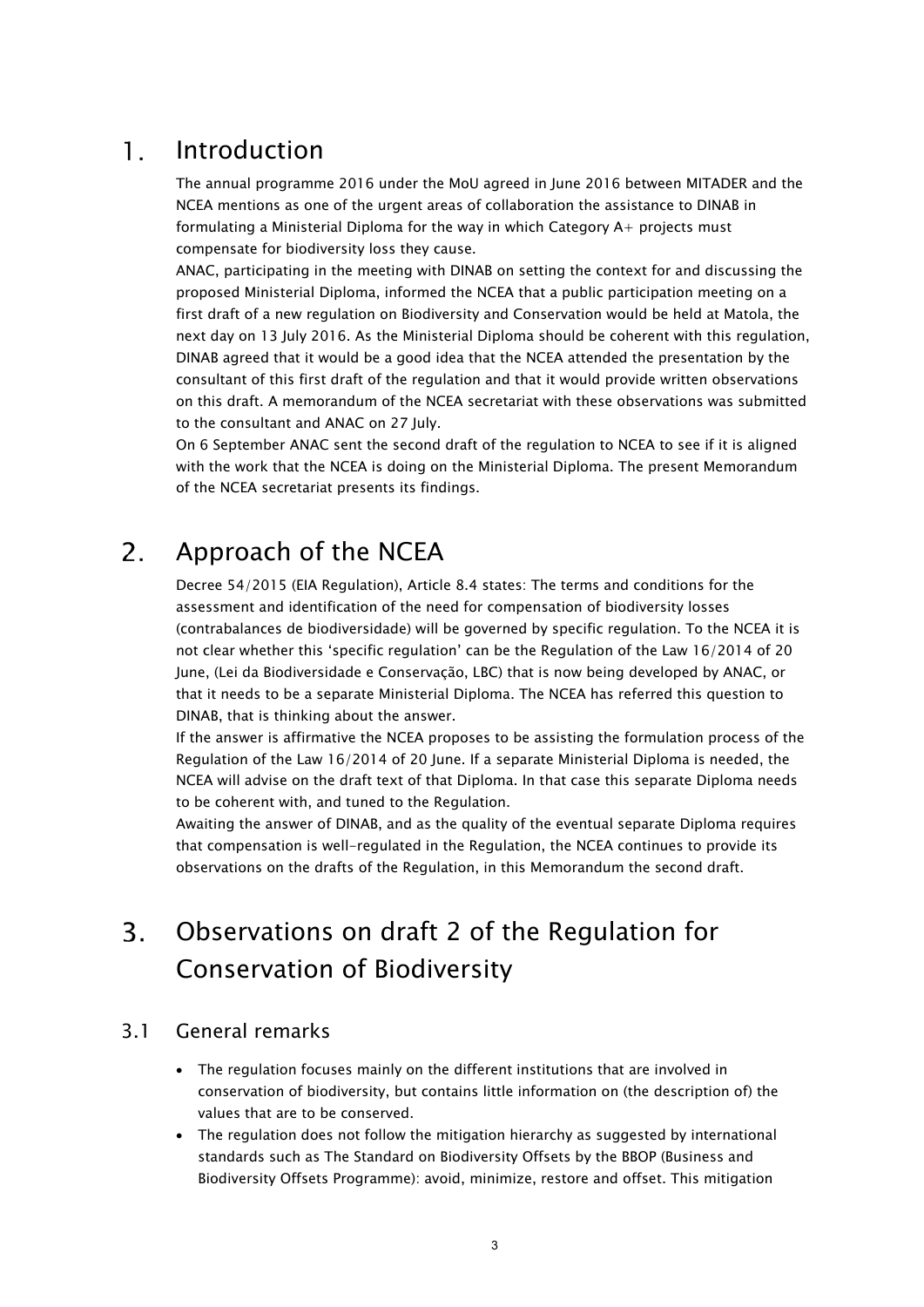# 1. Introduction

The annual programme 2016 under the MoU agreed in June 2016 between MITADER and the NCEA mentions as one of the urgent areas of collaboration the assistance to DINAB in formulating a Ministerial Diploma for the way in which Category A+ projects must compensate for biodiversity loss they cause.

ANAC, participating in the meeting with DINAB on setting the context for and discussing the proposed Ministerial Diploma, informed the NCEA that a public participation meeting on a first draft of a new regulation on Biodiversity and Conservation would be held at Matola, the next day on 13 July 2016. As the Ministerial Diploma should be coherent with this regulation, DINAB agreed that it would be a good idea that the NCEA attended the presentation by the consultant of this first draft of the regulation and that it would provide written observations on this draft. A memorandum of the NCEA secretariat with these observations was submitted to the consultant and ANAC on 27 July.

On 6 September ANAC sent the second draft of the regulation to NCEA to see if it is aligned with the work that the NCEA is doing on the Ministerial Diploma. The present Memorandum of the NCEA secretariat presents its findings.

# 2. Approach of the NCEA

Decree 54/2015 (EIA Regulation), Article 8.4 states: The terms and conditions for the assessment and identification of the need for compensation of biodiversity losses (contrabalances de biodiversidade) will be governed by specific regulation. To the NCEA it is not clear whether this 'specific regulation' can be the Regulation of the Law 16/2014 of 20 June, (Lei da Biodiversidade e Conservação, LBC) that is now being developed by ANAC, or that it needs to be a separate Ministerial Diploma. The NCEA has referred this question to DINAB, that is thinking about the answer.

If the answer is affirmative the NCEA proposes to be assisting the formulation process of the Regulation of the Law 16/2014 of 20 June. If a separate Ministerial Diploma is needed, the NCEA will advise on the draft text of that Diploma. In that case this separate Diploma needs to be coherent with, and tuned to the Regulation.

Awaiting the answer of DINAB, and as the quality of the eventual separate Diploma requires that compensation is well-regulated in the Regulation, the NCEA continues to provide its observations on the drafts of the Regulation, in this Memorandum the second draft.

# 3. Observations on draft 2 of the Regulation for Conservation of Biodiversity

## 3.1 General remarks

- The regulation focuses mainly on the different institutions that are involved in conservation of biodiversity, but contains little information on (the description of) the values that are to be conserved.
- The regulation does not follow the mitigation hierarchy as suggested by international standards such as The Standard on Biodiversity Offsets by the BBOP (Business and Biodiversity Offsets Programme): avoid, minimize, restore and offset. This mitigation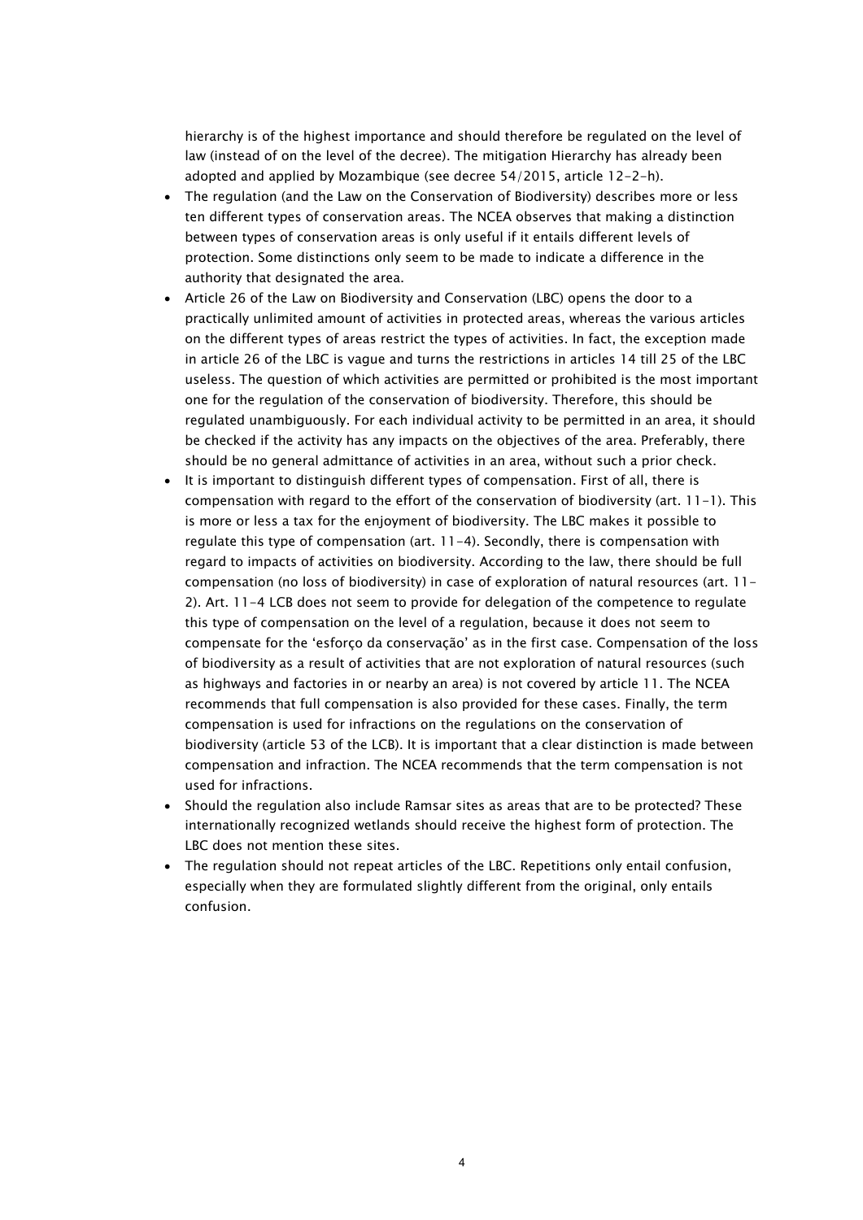hierarchy is of the highest importance and should therefore be regulated on the level of law (instead of on the level of the decree). The mitigation Hierarchy has already been adopted and applied by Mozambique (see decree 54/2015, article 12-2-h).

- The regulation (and the Law on the Conservation of Biodiversity) describes more or less ten different types of conservation areas. The NCEA observes that making a distinction between types of conservation areas is only useful if it entails different levels of protection. Some distinctions only seem to be made to indicate a difference in the authority that designated the area.
- Article 26 of the Law on Biodiversity and Conservation (LBC) opens the door to a practically unlimited amount of activities in protected areas, whereas the various articles on the different types of areas restrict the types of activities. In fact, the exception made in article 26 of the LBC is vague and turns the restrictions in articles 14 till 25 of the LBC useless. The question of which activities are permitted or prohibited is the most important one for the regulation of the conservation of biodiversity. Therefore, this should be regulated unambiguously. For each individual activity to be permitted in an area, it should be checked if the activity has any impacts on the objectives of the area. Preferably, there should be no general admittance of activities in an area, without such a prior check.
- It is important to distinguish different types of compensation. First of all, there is compensation with regard to the effort of the conservation of biodiversity (art. 11-1). This is more or less a tax for the enjoyment of biodiversity. The LBC makes it possible to regulate this type of compensation (art. 11-4). Secondly, there is compensation with regard to impacts of activities on biodiversity. According to the law, there should be full compensation (no loss of biodiversity) in case of exploration of natural resources (art. 11-2). Art. 11-4 LCB does not seem to provide for delegation of the competence to regulate this type of compensation on the level of a regulation, because it does not seem to compensate for the 'esforço da conservação' as in the first case. Compensation of the loss of biodiversity as a result of activities that are not exploration of natural resources (such as highways and factories in or nearby an area) is not covered by article 11. The NCEA recommends that full compensation is also provided for these cases. Finally, the term compensation is used for infractions on the regulations on the conservation of biodiversity (article 53 of the LCB). It is important that a clear distinction is made between compensation and infraction. The NCEA recommends that the term compensation is not used for infractions.
- Should the regulation also include Ramsar sites as areas that are to be protected? These internationally recognized wetlands should receive the highest form of protection. The LBC does not mention these sites.
- The regulation should not repeat articles of the LBC. Repetitions only entail confusion, especially when they are formulated slightly different from the original, only entails confusion.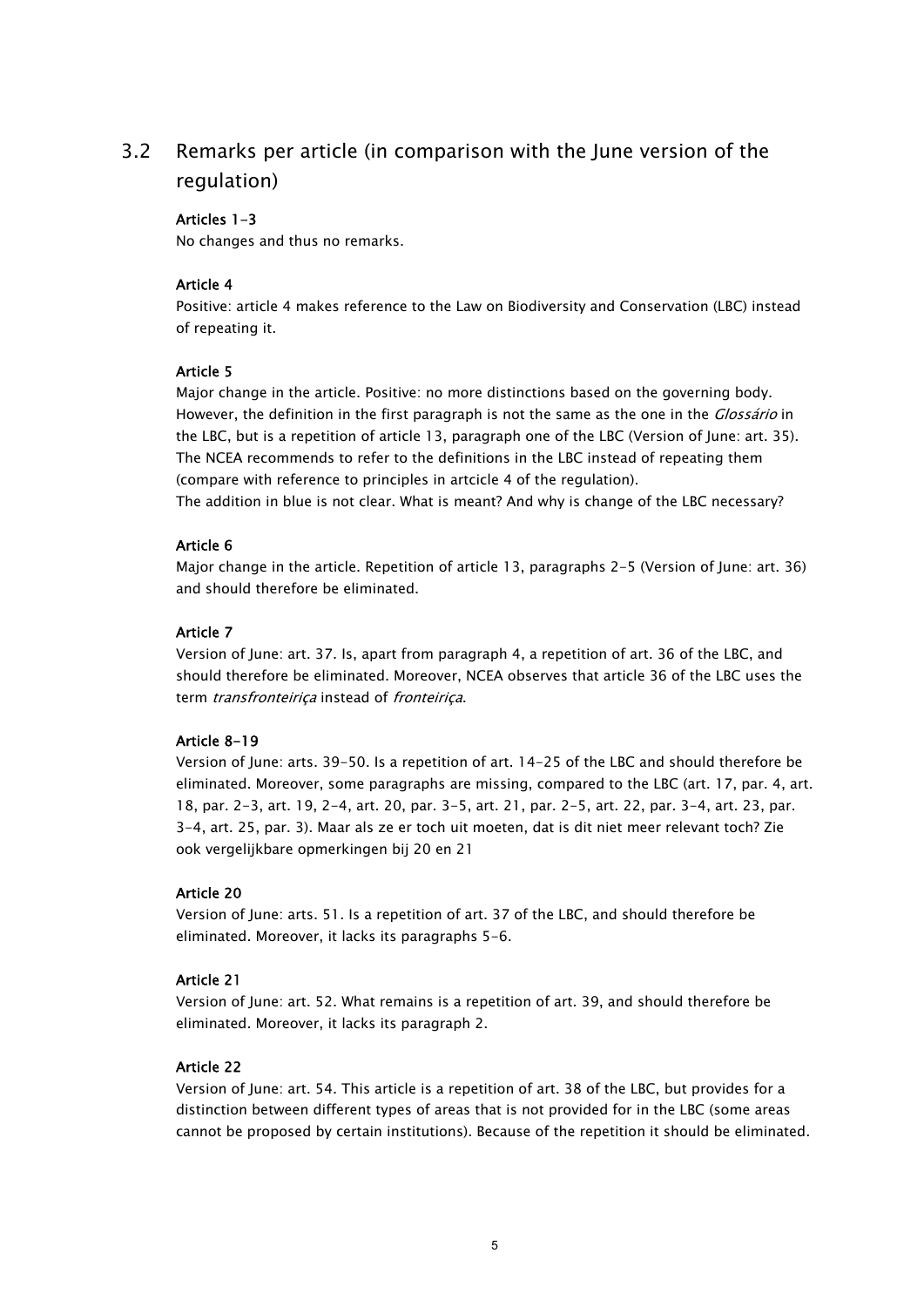## 3.2 Remarks per article (in comparison with the June version of the regulation)

**Articles 1-3**

No changes and thus no remarks.

**Article 4**

Positive: article 4 makes reference to the Law on Biodiversity and Conservation (LBC) instead of repeating it.

**Article 5**

Major change in the article. Positive: no more distinctions based on the governing body. However, the definition in the first paragraph is not the same as the one in the *Glossário* in the LBC, but is a repetition of article 13, paragraph one of the LBC (Version of June: art. 35). The NCEA recommends to refer to the definitions in the LBC instead of repeating them (compare with reference to principles in artcicle 4 of the regulation).
The addition in blue is not clear. What is meant? And why is change of the LBC necessary?

**Article 6**

Major change in the article. Repetition of article 13, paragraphs 2-5 (Version of June: art. 36) and should therefore be eliminated.

**Article 7**

Version of June: art. 37. Is, apart from paragraph 4, a repetition of art. 36 of the LBC, and should therefore be eliminated. Moreover, NCEA observes that article 36 of the LBC uses the term *transfronteiriça* instead of *fronteiriça*.

**Article 8-19**

Version of June: arts. 39-50. Is a repetition of art. 14-25 of the LBC and should therefore be eliminated. Moreover, some paragraphs are missing, compared to the LBC (art. 17, par. 4, art. 18, par. 2-3, art. 19, 2-4, art. 20, par. 3-5, art. 21, par. 2-5, art. 22, par. 3-4, art. 23, par. 3-4, art. 25, par. 3). Maar als ze er toch uit moeten, dat is dit niet meer relevant toch? Zie ook vergelijkbare opmerkingen bij 20 en 21

**Article 20**

Version of June: arts. 51. Is a repetition of art. 37 of the LBC, and should therefore be eliminated. Moreover, it lacks its paragraphs 5-6.

**Article 21**

Version of June: art. 52. What remains is a repetition of art. 39, and should therefore be eliminated. Moreover, it lacks its paragraph 2.

**Article 22**

Version of June: art. 54. This article is a repetition of art. 38 of the LBC, but provides for a distinction between different types of areas that is not provided for in the LBC (some areas cannot be proposed by certain institutions). Because of the repetition it should be eliminated.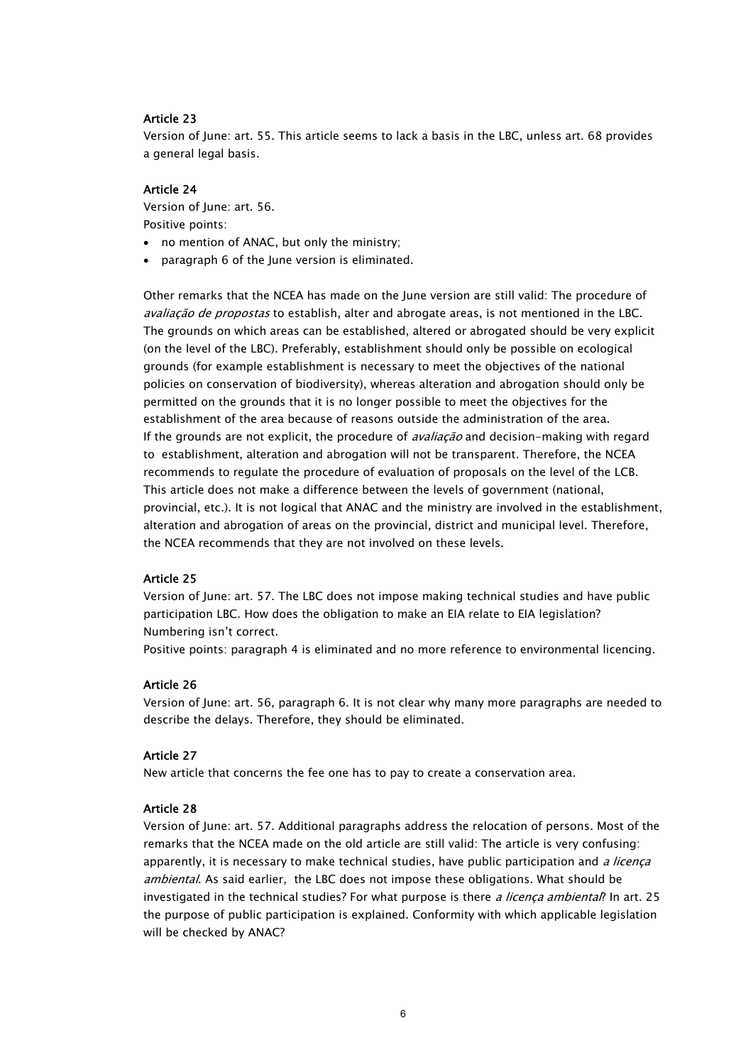#### Article 23

Version of June: art. 55. This article seems to lack a basis in the LBC, unless art. 68 provides a general legal basis.

#### Article 24

Version of June: art. 56.
Positive points:

- no mention of ANAC, but only the ministry;
- paragraph 6 of the June version is eliminated.

Other remarks that the NCEA has made on the June version are still valid: The procedure of *avaliação de propostas* to establish, alter and abrogate areas, is not mentioned in the LBC. The grounds on which areas can be established, altered or abrogated should be very explicit (on the level of the LBC). Preferably, establishment should only be possible on ecological grounds (for example establishment is necessary to meet the objectives of the national policies on conservation of biodiversity), whereas alteration and abrogation should only be permitted on the grounds that it is no longer possible to meet the objectives for the establishment of the area because of reasons outside the administration of the area.
If the grounds are not explicit, the procedure of *avaliação* and decision-making with regard to establishment, alteration and abrogation will not be transparent. Therefore, the NCEA recommends to regulate the procedure of evaluation of proposals on the level of the LCB.
This article does not make a difference between the levels of government (national, provincial, etc.). It is not logical that ANAC and the ministry are involved in the establishment, alteration and abrogation of areas on the provincial, district and municipal level. Therefore, the NCEA recommends that they are not involved on these levels.

#### Article 25

Version of June: art. 57. The LBC does not impose making technical studies and have public participation LBC. How does the obligation to make an EIA relate to EIA legislation?
Numbering isn't correct.
Positive points: paragraph 4 is eliminated and no more reference to environmental licencing.

#### Article 26

Version of June: art. 56, paragraph 6. It is not clear why many more paragraphs are needed to describe the delays. Therefore, they should be eliminated.

#### Article 27

New article that concerns the fee one has to pay to create a conservation area.

#### Article 28

Version of June: art. 57. Additional paragraphs address the relocation of persons. Most of the remarks that the NCEA made on the old article are still valid: The article is very confusing: apparently, it is necessary to make technical studies, have public participation and *a licença ambiental*. As said earlier, the LBC does not impose these obligations. What should be investigated in the technical studies? For what purpose is there *a licença ambiental*? In art. 25 the purpose of public participation is explained. Conformity with which applicable legislation will be checked by ANAC?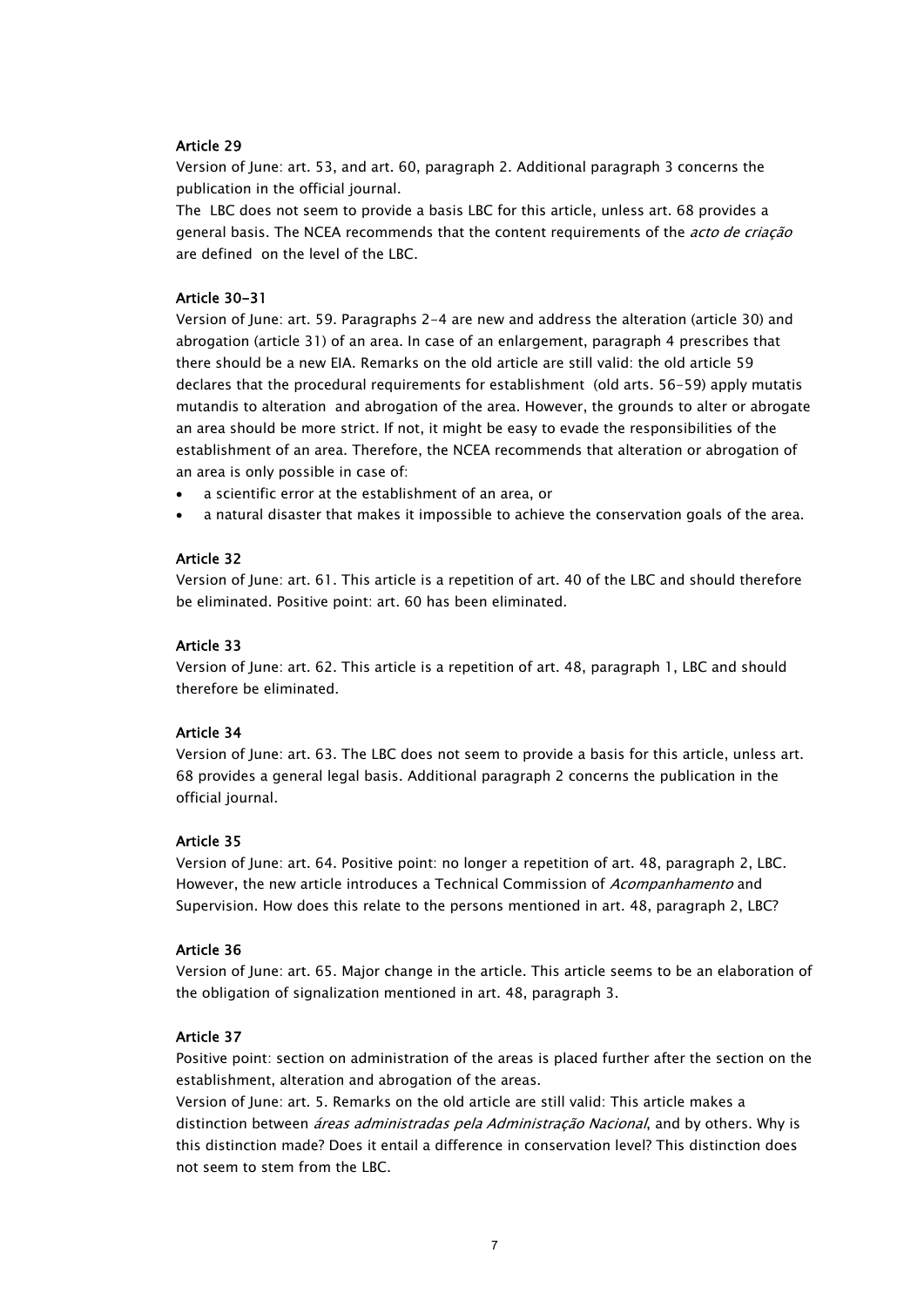### Article 29

Version of June: art. 53, and art. 60, paragraph 2. Additional paragraph 3 concerns the publication in the official journal.

The LBC does not seem to provide a basis LBC for this article, unless art. 68 provides a general basis. The NCEA recommends that the content requirements of the *acto de criação* are defined on the level of the LBC.

### Article 30-31

Version of June: art. 59. Paragraphs 2-4 are new and address the alteration (article 30) and abrogation (article 31) of an area. In case of an enlargement, paragraph 4 prescribes that there should be a new EIA. Remarks on the old article are still valid: the old article 59 declares that the procedural requirements for establishment (old arts. 56-59) apply mutatis mutandis to alteration and abrogation of the area. However, the grounds to alter or abrogate an area should be more strict. If not, it might be easy to evade the responsibilities of the establishment of an area. Therefore, the NCEA recommends that alteration or abrogation of an area is only possible in case of:

- a scientific error at the establishment of an area, or
- a natural disaster that makes it impossible to achieve the conservation goals of the area.

### Article 32

Version of June: art. 61. This article is a repetition of art. 40 of the LBC and should therefore be eliminated. Positive point: art. 60 has been eliminated.

### Article 33

Version of June: art. 62. This article is a repetition of art. 48, paragraph 1, LBC and should therefore be eliminated.

### Article 34

Version of June: art. 63. The LBC does not seem to provide a basis for this article, unless art. 68 provides a general legal basis. Additional paragraph 2 concerns the publication in the official journal.

### Article 35

Version of June: art. 64. Positive point: no longer a repetition of art. 48, paragraph 2, LBC. However, the new article introduces a Technical Commission of *Acompanhamento* and Supervision. How does this relate to the persons mentioned in art. 48, paragraph 2, LBC?

### Article 36

Version of June: art. 65. Major change in the article. This article seems to be an elaboration of the obligation of signalization mentioned in art. 48, paragraph 3.

### Article 37

Positive point: section on administration of the areas is placed further after the section on the establishment, alteration and abrogation of the areas.

Version of June: art. 5. Remarks on the old article are still valid: This article makes a distinction between *áreas administradas pela Administração Nacional*, and by others. Why is this distinction made? Does it entail a difference in conservation level? This distinction does not seem to stem from the LBC.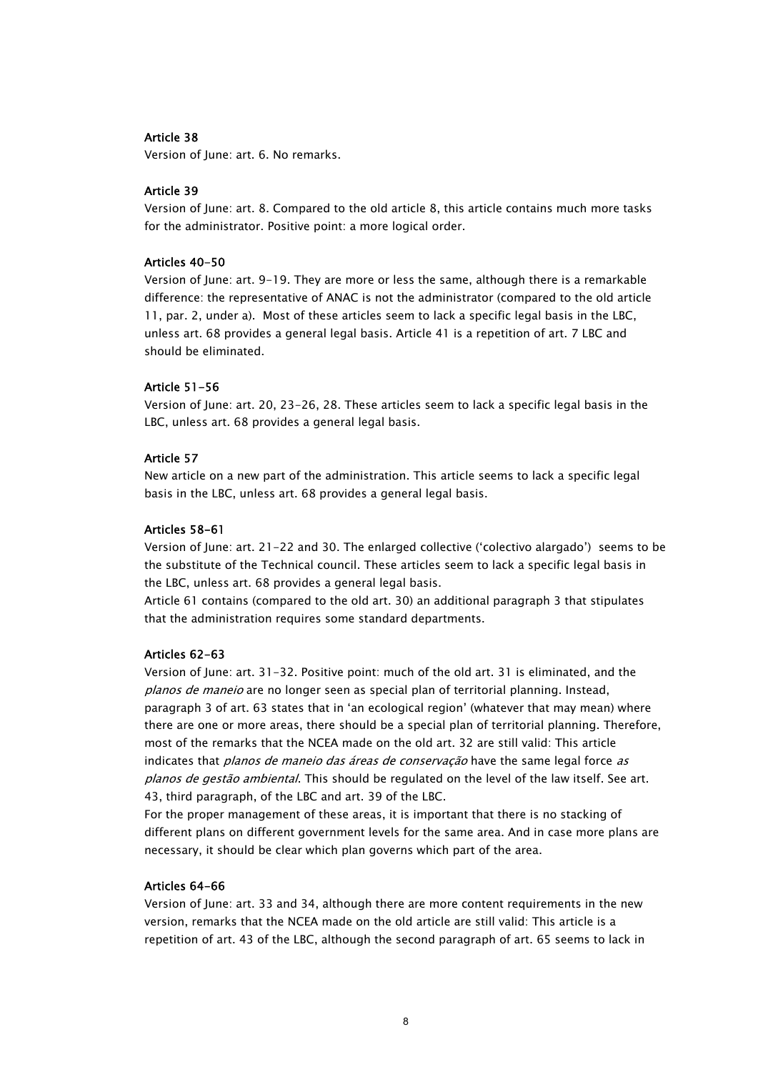#### Article 38

Version of June: art. 6. No remarks.

#### Article 39

Version of June: art. 8. Compared to the old article 8, this article contains much more tasks for the administrator. Positive point: a more logical order.

#### Articles 40-50

Version of June: art. 9-19. They are more or less the same, although there is a remarkable difference: the representative of ANAC is not the administrator (compared to the old article 11, par. 2, under a). Most of these articles seem to lack a specific legal basis in the LBC, unless art. 68 provides a general legal basis. Article 41 is a repetition of art. 7 LBC and should be eliminated.

#### Article 51-56

Version of June: art. 20, 23-26, 28. These articles seem to lack a specific legal basis in the LBC, unless art. 68 provides a general legal basis.

#### Article 57

New article on a new part of the administration. This article seems to lack a specific legal basis in the LBC, unless art. 68 provides a general legal basis.

#### Articles 58-61

Version of June: art. 21-22 and 30. The enlarged collective ('colectivo alargado') seems to be the substitute of the Technical council. These articles seem to lack a specific legal basis in the LBC, unless art. 68 provides a general legal basis.

Article 61 contains (compared to the old art. 30) an additional paragraph 3 that stipulates that the administration requires some standard departments.

#### Articles 62-63

Version of June: art. 31-32. Positive point: much of the old art. 31 is eliminated, and the *planos de maneio* are no longer seen as special plan of territorial planning. Instead, paragraph 3 of art. 63 states that in 'an ecological region' (whatever that may mean) where there are one or more areas, there should be a special plan of territorial planning. Therefore, most of the remarks that the NCEA made on the old art. 32 are still valid: This article indicates that *planos de maneio das áreas de conservação* have the same legal force *as planos de gestão ambiental*. This should be regulated on the level of the law itself. See art. 43, third paragraph, of the LBC and art. 39 of the LBC.

For the proper management of these areas, it is important that there is no stacking of different plans on different government levels for the same area. And in case more plans are necessary, it should be clear which plan governs which part of the area.

#### Articles 64-66

Version of June: art. 33 and 34, although there are more content requirements in the new version, remarks that the NCEA made on the old article are still valid: This article is a repetition of art. 43 of the LBC, although the second paragraph of art. 65 seems to lack in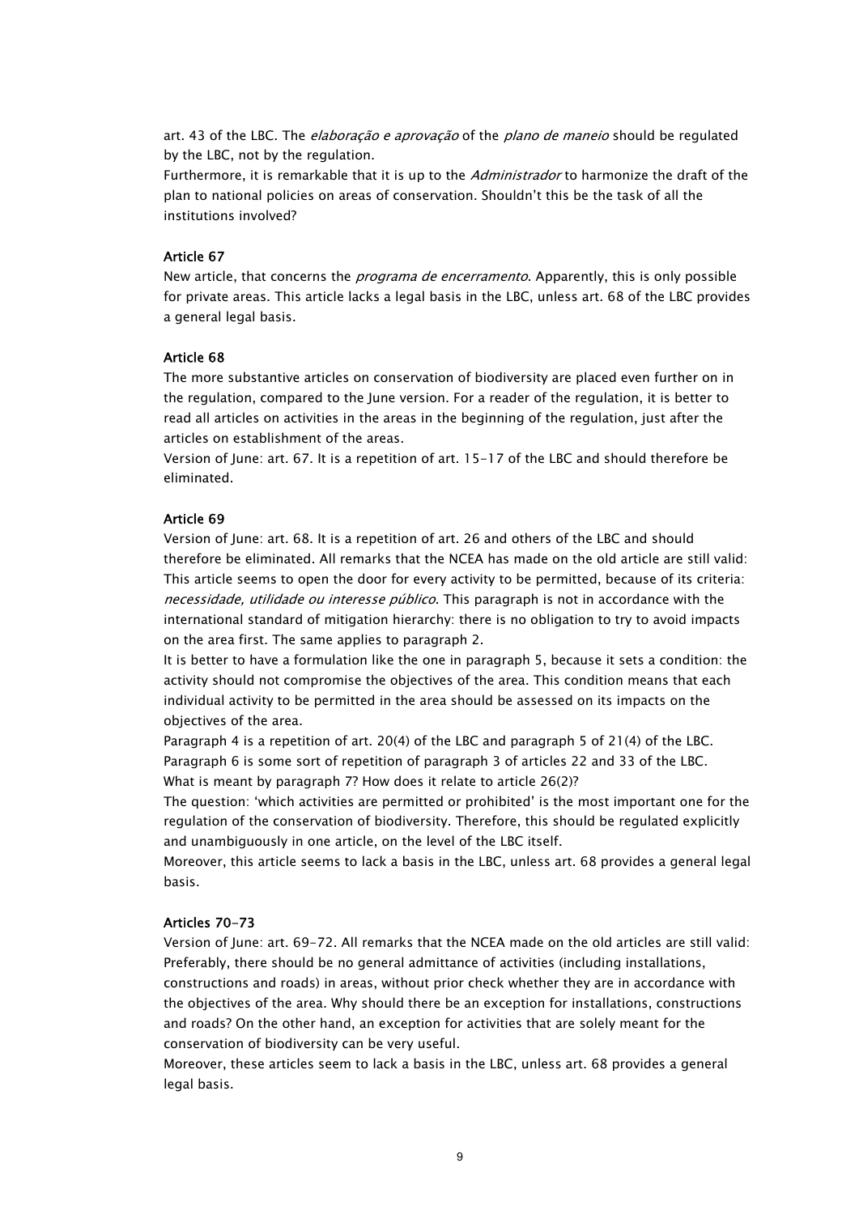art. 43 of the LBC. The *elaboração e aprovação* of the *plano de maneio* should be regulated by the LBC, not by the regulation.
Furthermore, it is remarkable that it is up to the *Administrador* to harmonize the draft of the plan to national policies on areas of conservation. Shouldn't this be the task of all the institutions involved?

### Article 67

New article, that concerns the *programa de encerramento*. Apparently, this is only possible for private areas. This article lacks a legal basis in the LBC, unless art. 68 of the LBC provides a general legal basis.

### Article 68

The more substantive articles on conservation of biodiversity are placed even further on in the regulation, compared to the June version. For a reader of the regulation, it is better to read all articles on activities in the areas in the beginning of the regulation, just after the articles on establishment of the areas.
Version of June: art. 67. It is a repetition of art. 15-17 of the LBC and should therefore be eliminated.

### Article 69

Version of June: art. 68. It is a repetition of art. 26 and others of the LBC and should therefore be eliminated. All remarks that the NCEA has made on the old article are still valid: This article seems to open the door for every activity to be permitted, because of its criteria: *necessidade, utilidade ou interesse público*. This paragraph is not in accordance with the international standard of mitigation hierarchy: there is no obligation to try to avoid impacts on the area first. The same applies to paragraph 2.
It is better to have a formulation like the one in paragraph 5, because it sets a condition: the activity should not compromise the objectives of the area. This condition means that each individual activity to be permitted in the area should be assessed on its impacts on the objectives of the area.
Paragraph 4 is a repetition of art. 20(4) of the LBC and paragraph 5 of 21(4) of the LBC.
Paragraph 6 is some sort of repetition of paragraph 3 of articles 22 and 33 of the LBC.
What is meant by paragraph 7? How does it relate to article 26(2)?
The question: 'which activities are permitted or prohibited' is the most important one for the regulation of the conservation of biodiversity. Therefore, this should be regulated explicitly and unambiguously in one article, on the level of the LBC itself.
Moreover, this article seems to lack a basis in the LBC, unless art. 68 provides a general legal basis.

### Articles 70-73

Version of June: art. 69-72. All remarks that the NCEA made on the old articles are still valid: Preferably, there should be no general admittance of activities (including installations, constructions and roads) in areas, without prior check whether they are in accordance with the objectives of the area. Why should there be an exception for installations, constructions and roads? On the other hand, an exception for activities that are solely meant for the conservation of biodiversity can be very useful.
Moreover, these articles seem to lack a basis in the LBC, unless art. 68 provides a general legal basis.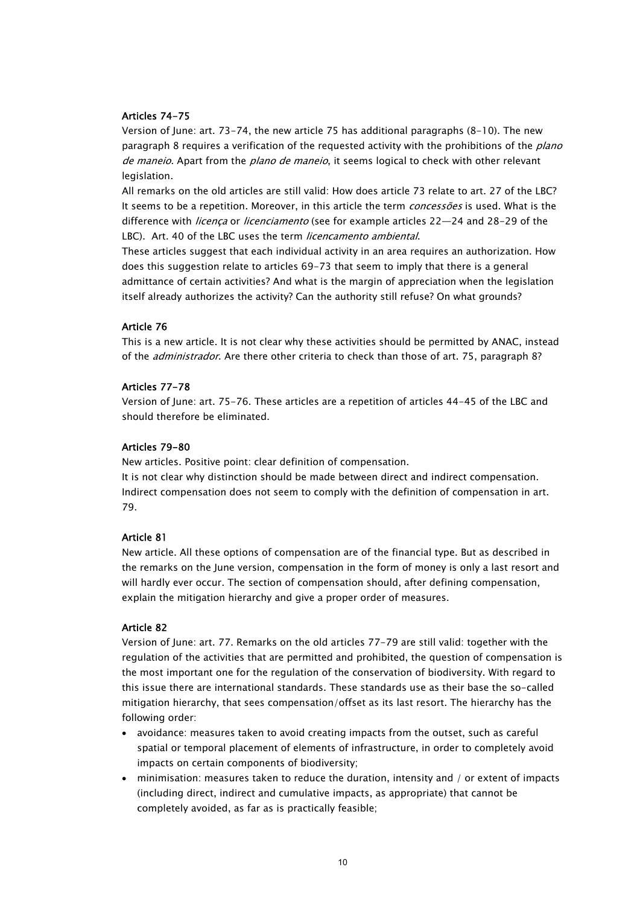**Articles 74-75**

Version of June: art. 73-74, the new article 75 has additional paragraphs (8-10). The new paragraph 8 requires a verification of the requested activity with the prohibitions of the *plano de maneio*. Apart from the *plano de maneio*, it seems logical to check with other relevant legislation.

All remarks on the old articles are still valid: How does article 73 relate to art. 27 of the LBC? It seems to be a repetition. Moreover, in this article the term *concessões* is used. What is the difference with *licença* or *licenciamento* (see for example articles 22—24 and 28-29 of the LBC). Art. 40 of the LBC uses the term *licencamento ambiental*.

These articles suggest that each individual activity in an area requires an authorization. How does this suggestion relate to articles 69-73 that seem to imply that there is a general admittance of certain activities? And what is the margin of appreciation when the legislation itself already authorizes the activity? Can the authority still refuse? On what grounds?

**Article 76**

This is a new article. It is not clear why these activities should be permitted by ANAC, instead of the *administrador*. Are there other criteria to check than those of art. 75, paragraph 8?

**Articles 77-78**

Version of June: art. 75-76. These articles are a repetition of articles 44-45 of the LBC and should therefore be eliminated.

**Articles 79-80**

New articles. Positive point: clear definition of compensation.

It is not clear why distinction should be made between direct and indirect compensation. Indirect compensation does not seem to comply with the definition of compensation in art. 79.

**Article 81**

New article. All these options of compensation are of the financial type. But as described in the remarks on the June version, compensation in the form of money is only a last resort and will hardly ever occur. The section of compensation should, after defining compensation, explain the mitigation hierarchy and give a proper order of measures.

**Article 82**

Version of June: art. 77. Remarks on the old articles 77-79 are still valid: together with the regulation of the activities that are permitted and prohibited, the question of compensation is the most important one for the regulation of the conservation of biodiversity. With regard to this issue there are international standards. These standards use as their base the so-called mitigation hierarchy, that sees compensation/offset as its last resort. The hierarchy has the following order:

- avoidance: measures taken to avoid creating impacts from the outset, such as careful spatial or temporal placement of elements of infrastructure, in order to completely avoid impacts on certain components of biodiversity;
- minimisation: measures taken to reduce the duration, intensity and / or extent of impacts (including direct, indirect and cumulative impacts, as appropriate) that cannot be completely avoided, as far as is practically feasible;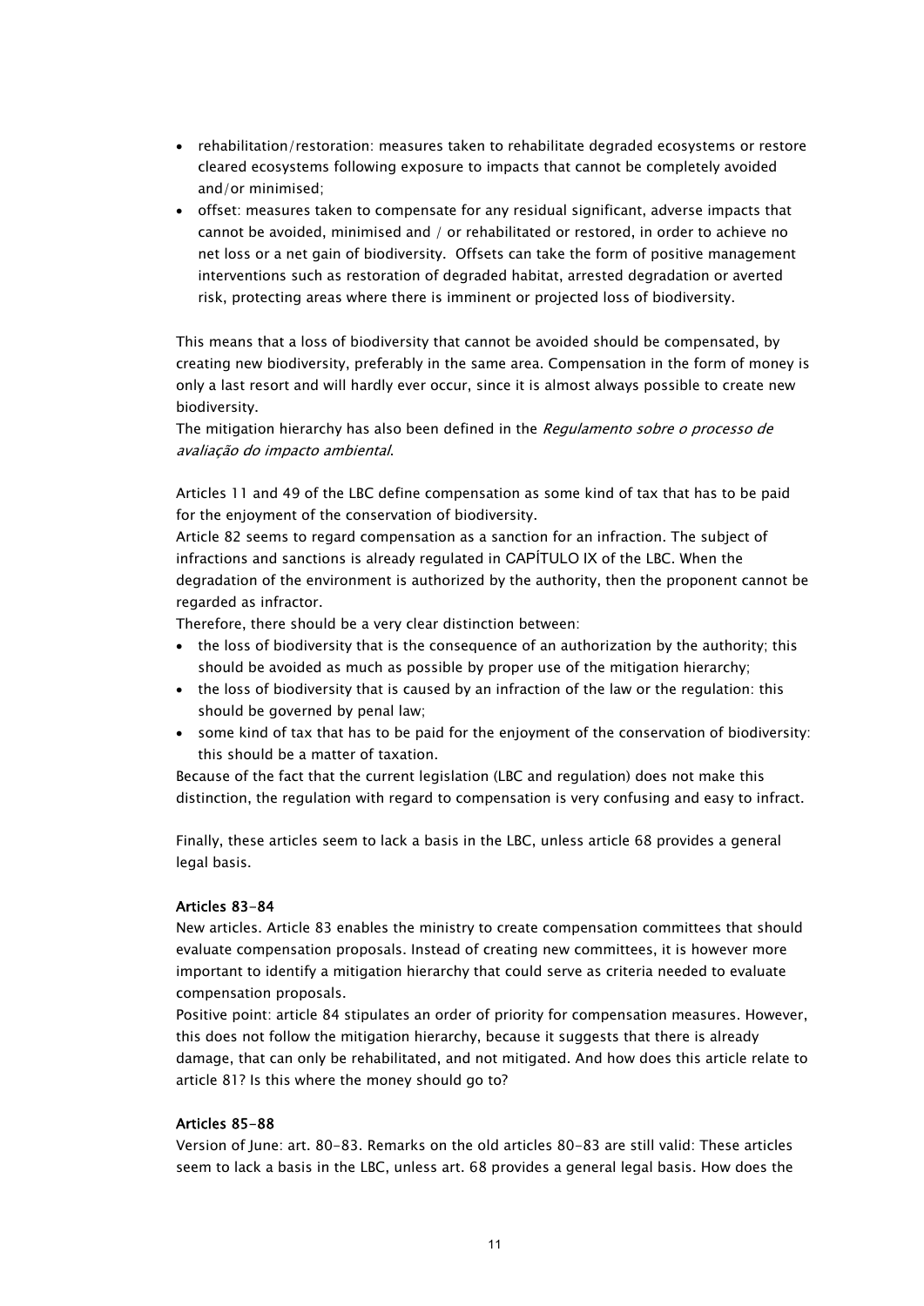- rehabilitation/restoration: measures taken to rehabilitate degraded ecosystems or restore cleared ecosystems following exposure to impacts that cannot be completely avoided and/or minimised;
- offset: measures taken to compensate for any residual significant, adverse impacts that cannot be avoided, minimised and / or rehabilitated or restored, in order to achieve no net loss or a net gain of biodiversity. Offsets can take the form of positive management interventions such as restoration of degraded habitat, arrested degradation or averted risk, protecting areas where there is imminent or projected loss of biodiversity.

This means that a loss of biodiversity that cannot be avoided should be compensated, by creating new biodiversity, preferably in the same area. Compensation in the form of money is only a last resort and will hardly ever occur, since it is almost always possible to create new biodiversity.
The mitigation hierarchy has also been defined in the *Regulamento sobre o processo de avaliação do impacto ambiental*.

Articles 11 and 49 of the LBC define compensation as some kind of tax that has to be paid for the enjoyment of the conservation of biodiversity.
Article 82 seems to regard compensation as a sanction for an infraction. The subject of infractions and sanctions is already regulated in CAPÍTULO IX of the LBC. When the degradation of the environment is authorized by the authority, then the proponent cannot be regarded as infractor.
Therefore, there should be a very clear distinction between:

- the loss of biodiversity that is the consequence of an authorization by the authority; this should be avoided as much as possible by proper use of the mitigation hierarchy;
- the loss of biodiversity that is caused by an infraction of the law or the regulation: this should be governed by penal law;
- some kind of tax that has to be paid for the enjoyment of the conservation of biodiversity: this should be a matter of taxation.

Because of the fact that the current legislation (LBC and regulation) does not make this distinction, the regulation with regard to compensation is very confusing and easy to infract.

Finally, these articles seem to lack a basis in the LBC, unless article 68 provides a general legal basis.

**Articles 83-84**
New articles. Article 83 enables the ministry to create compensation committees that should evaluate compensation proposals. Instead of creating new committees, it is however more important to identify a mitigation hierarchy that could serve as criteria needed to evaluate compensation proposals.
Positive point: article 84 stipulates an order of priority for compensation measures. However, this does not follow the mitigation hierarchy, because it suggests that there is already damage, that can only be rehabilitated, and not mitigated. And how does this article relate to article 81? Is this where the money should go to?

**Articles 85-88**
Version of June: art. 80-83. Remarks on the old articles 80-83 are still valid: These articles seem to lack a basis in the LBC, unless art. 68 provides a general legal basis. How does the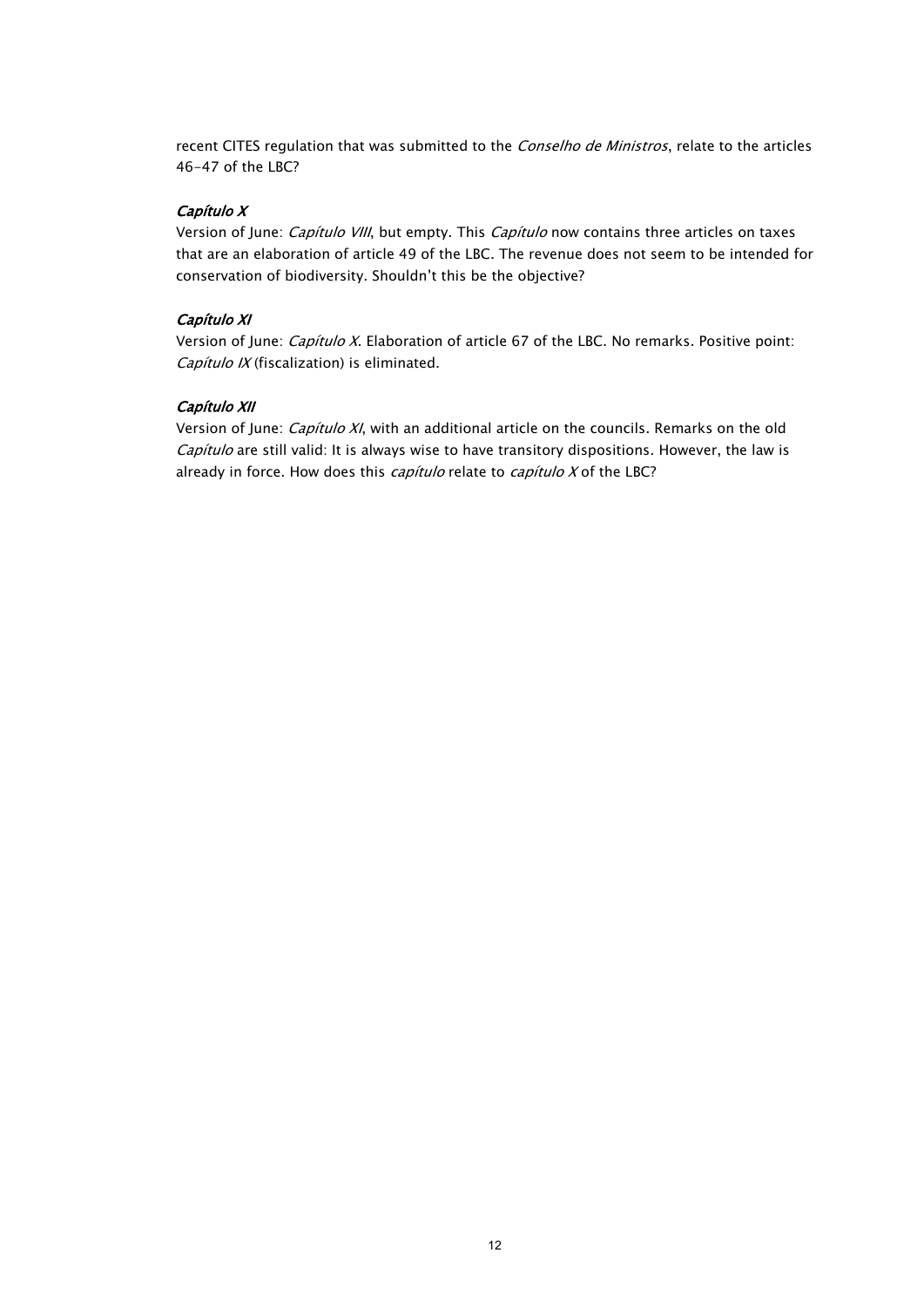recent CITES regulation that was submitted to the *Conselho de Ministros*, relate to the articles 46-47 of the LBC?

### *Capítulo X*

Version of June: *Capítulo VIII*, but empty. This *Capítulo* now contains three articles on taxes that are an elaboration of article 49 of the LBC. The revenue does not seem to be intended for conservation of biodiversity. Shouldn't this be the objective?

### *Capítulo XI*

Version of June: *Capítulo X*. Elaboration of article 67 of the LBC. No remarks. Positive point: *Capítulo IX* (fiscalization) is eliminated.

### *Capítulo XII*

Version of June: *Capítulo XI*, with an additional article on the councils. Remarks on the old *Capítulo* are still valid: It is always wise to have transitory dispositions. However, the law is already in force. How does this *capítulo* relate to *capítulo X* of the LBC?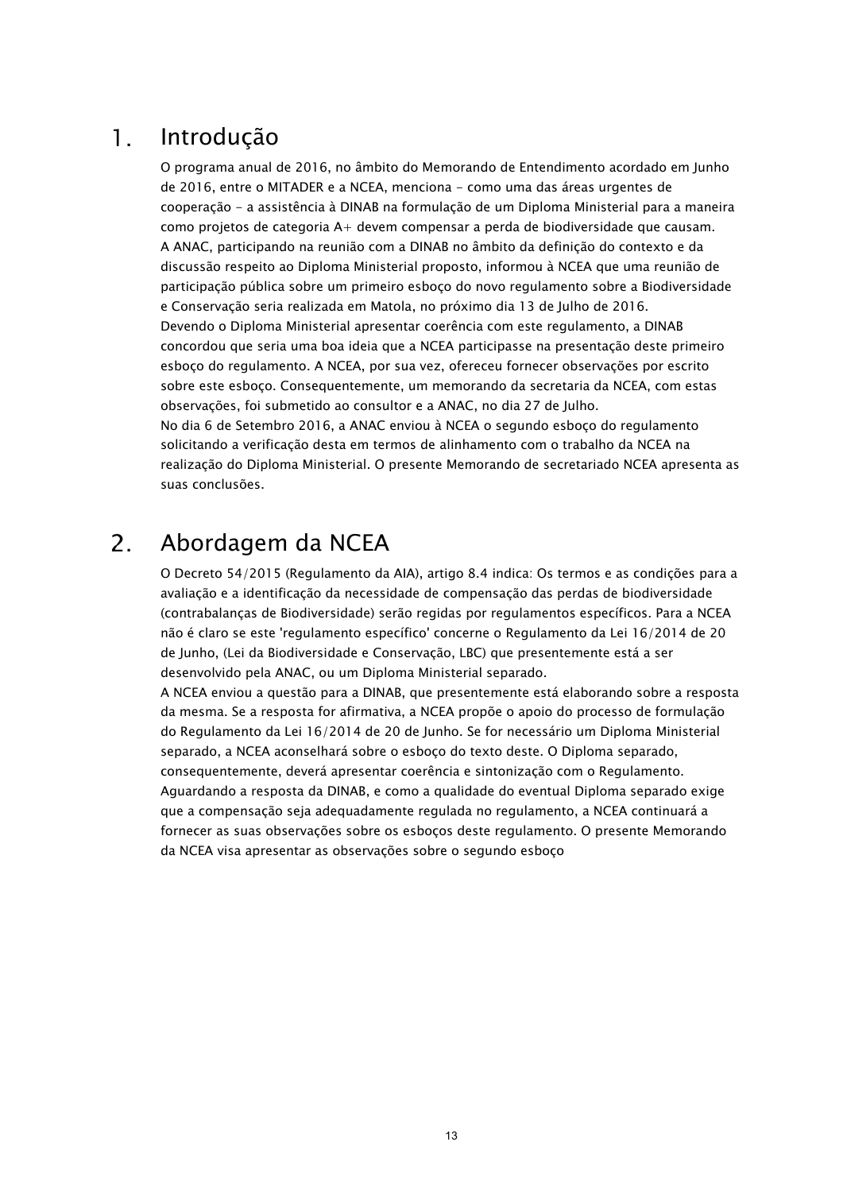# 1. Introdução

O programa anual de 2016, no âmbito do Memorando de Entendimento acordado em Junho de 2016, entre o MITADER e a NCEA, menciona - como uma das áreas urgentes de cooperação - a assistência à DINAB na formulação de um Diploma Ministerial para a maneira como projetos de categoria A+ devem compensar a perda de biodiversidade que causam.
A ANAC, participando na reunião com a DINAB no âmbito da definição do contexto e da discussão respeito ao Diploma Ministerial proposto, informou à NCEA que uma reunião de participação pública sobre um primeiro esboço do novo regulamento sobre a Biodiversidade e Conservação seria realizada em Matola, no próximo dia 13 de Julho de 2016.
Devendo o Diploma Ministerial apresentar coerência com este regulamento, a DINAB concordou que seria uma boa ideia que a NCEA participasse na presentação deste primeiro esboço do regulamento. A NCEA, por sua vez, ofereceu fornecer observações por escrito sobre este esboço. Consequentemente, um memorando da secretaria da NCEA, com estas observações, foi submetido ao consultor e a ANAC, no dia 27 de Julho.
No dia 6 de Setembro 2016, a ANAC enviou à NCEA o segundo esboço do regulamento solicitando a verificação desta em termos de alinhamento com o trabalho da NCEA na realização do Diploma Ministerial. O presente Memorando de secretariado NCEA apresenta as suas conclusões.

# 2. Abordagem da NCEA

O Decreto 54/2015 (Regulamento da AIA), artigo 8.4 indica: Os termos e as condições para a avaliação e a identificação da necessidade de compensação das perdas de biodiversidade (contrabalanças de Biodiversidade) serão regidas por regulamentos específicos. Para a NCEA não é claro se este 'regulamento específico' concerne o Regulamento da Lei 16/2014 de 20 de Junho, (Lei da Biodiversidade e Conservação, LBC) que presentemente está a ser desenvolvido pela ANAC, ou um Diploma Ministerial separado.
A NCEA enviou a questão para a DINAB, que presentemente está elaborando sobre a resposta da mesma. Se a resposta for afirmativa, a NCEA propõe o apoio do processo de formulação do Regulamento da Lei 16/2014 de 20 de Junho. Se for necessário um Diploma Ministerial separado, a NCEA aconselhará sobre o esboço do texto deste. O Diploma separado, consequentemente, deverá apresentar coerência e sintonização com o Regulamento.
Aguardando a resposta da DINAB, e como a qualidade do eventual Diploma separado exige que a compensação seja adequadamente regulada no regulamento, a NCEA continuará a fornecer as suas observações sobre os esboços deste regulamento. O presente Memorando da NCEA visa apresentar as observações sobre o segundo esboço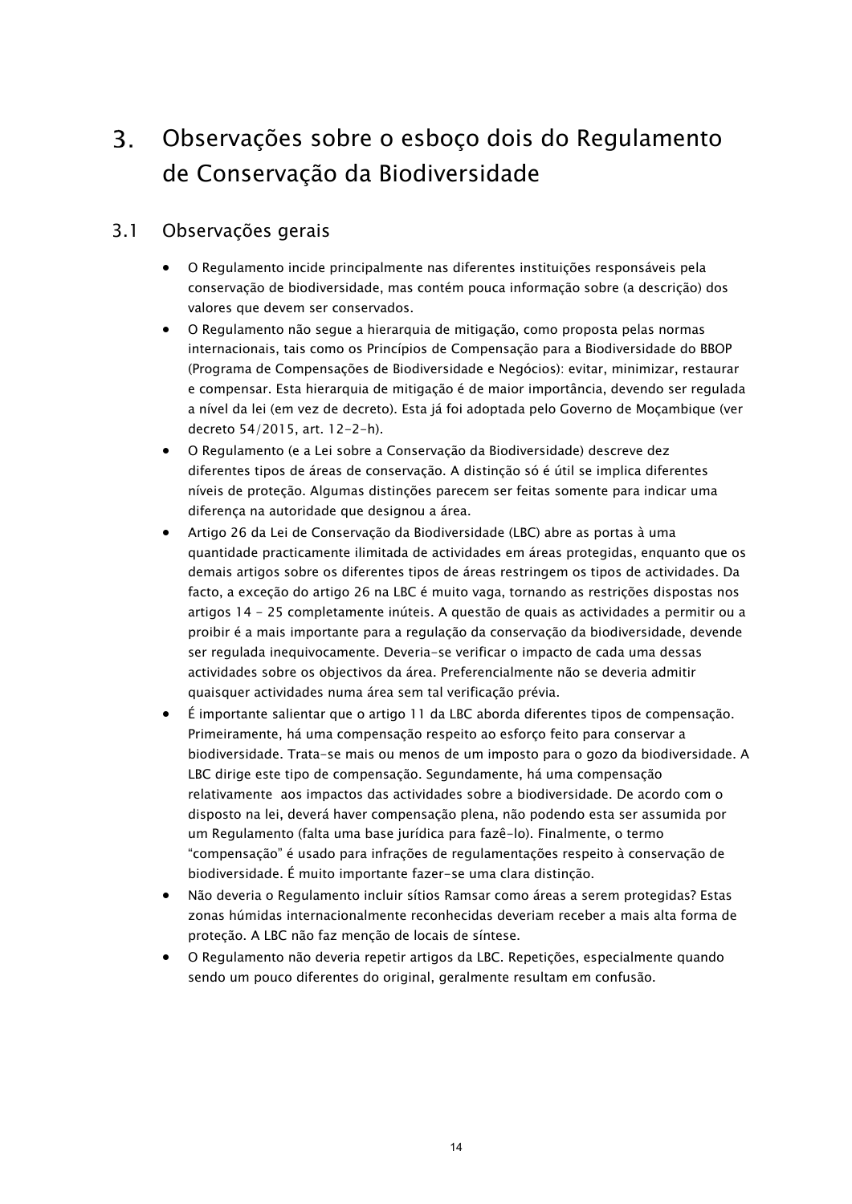# 3. Observações sobre o esboço dois do Regulamento de Conservação da Biodiversidade

## 3.1 Observações gerais

- O Regulamento incide principalmente nas diferentes instituições responsáveis pela conservação de biodiversidade, mas contém pouca informação sobre (a descrição) dos valores que devem ser conservados.
- O Regulamento não segue a hierarquia de mitigação, como proposta pelas normas internacionais, tais como os Princípios de Compensação para a Biodiversidade do BBOP (Programa de Compensações de Biodiversidade e Negócios): evitar, minimizar, restaurar e compensar. Esta hierarquia de mitigação é de maior importância, devendo ser regulada a nível da lei (em vez de decreto). Esta já foi adoptada pelo Governo de Moçambique (ver decreto 54/2015, art. 12-2-h).
- O Regulamento (e a Lei sobre a Conservação da Biodiversidade) descreve dez diferentes tipos de áreas de conservação. A distinção só é útil se implica diferentes níveis de proteção. Algumas distinções parecem ser feitas somente para indicar uma diferença na autoridade que designou a área.
- Artigo 26 da Lei de Conservação da Biodiversidade (LBC) abre as portas à uma quantidade practicamente ilimitada de actividades em áreas protegidas, enquanto que os demais artigos sobre os diferentes tipos de áreas restringem os tipos de actividades. Da facto, a exceção do artigo 26 na LBC é muito vaga, tornando as restrições dispostas nos artigos 14 - 25 completamente inúteis. A questão de quais as actividades a permitir ou a proibir é a mais importante para a regulação da conservação da biodiversidade, devende ser regulada inequivocamente. Deveria-se verificar o impacto de cada uma dessas actividades sobre os objectivos da área. Preferencialmente não se deveria admitir quaisquer actividades numa área sem tal verificação prévia.
- É importante salientar que o artigo 11 da LBC aborda diferentes tipos de compensação. Primeiramente, há uma compensação respeito ao esforço feito para conservar a biodiversidade. Trata-se mais ou menos de um imposto para o gozo da biodiversidade. A LBC dirige este tipo de compensação. Segundamente, há uma compensação relativamente aos impactos das actividades sobre a biodiversidade. De acordo com o disposto na lei, deverá haver compensação plena, não podendo esta ser assumida por um Regulamento (falta uma base jurídica para fazê-lo). Finalmente, o termo "compensação" é usado para infrações de regulamentações respeito à conservação de biodiversidade. É muito importante fazer-se uma clara distinção.
- Não deveria o Regulamento incluir sítios Ramsar como áreas a serem protegidas? Estas zonas húmidas internacionalmente reconhecidas deveriam receber a mais alta forma de proteção. A LBC não faz menção de locais de síntese.
- O Regulamento não deveria repetir artigos da LBC. Repetições, especialmente quando sendo um pouco diferentes do original, geralmente resultam em confusão.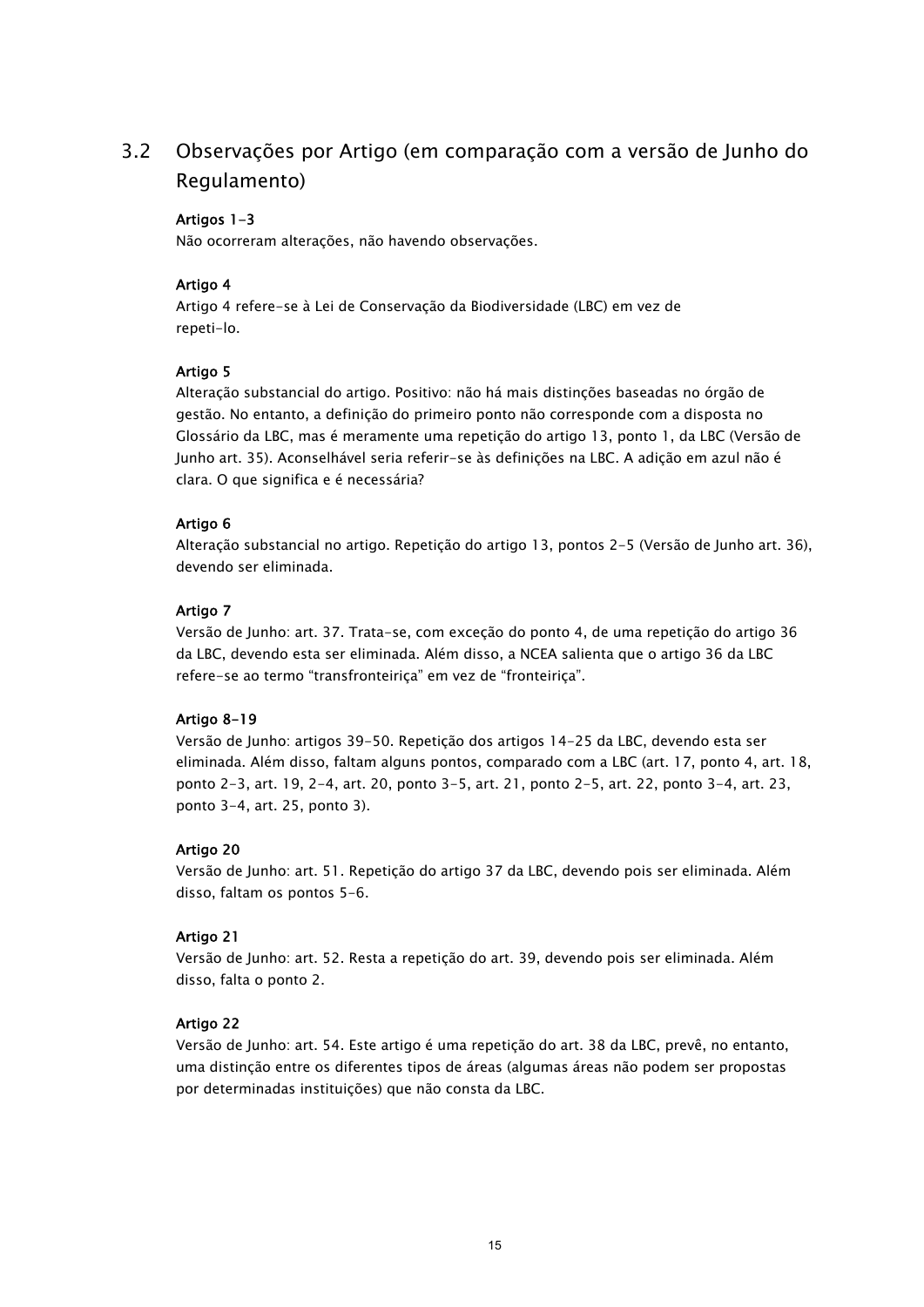## 3.2 Observações por Artigo (em comparação com a versão de Junho do Regulamento)

#### Artigos 1-3

Não ocorreram alterações, não havendo observações.

#### Artigo 4

Artigo 4 refere-se à Lei de Conservação da Biodiversidade (LBC) em vez de repeti-lo.

#### Artigo 5

Alteração substancial do artigo. Positivo: não há mais distinções baseadas no órgão de gestão. No entanto, a definição do primeiro ponto não corresponde com a disposta no Glossário da LBC, mas é meramente uma repetição do artigo 13, ponto 1, da LBC (Versão de Junho art. 35). Aconselhável seria referir-se às definições na LBC. A adição em azul não é clara. O que significa e é necessária?

#### Artigo 6

Alteração substancial no artigo. Repetição do artigo 13, pontos 2-5 (Versão de Junho art. 36), devendo ser eliminada.

#### Artigo 7

Versão de Junho: art. 37. Trata-se, com exceção do ponto 4, de uma repetição do artigo 36 da LBC, devendo esta ser eliminada. Além disso, a NCEA salienta que o artigo 36 da LBC refere-se ao termo "transfronteiriça" em vez de "fronteiriça".

#### Artigo 8-19

Versão de Junho: artigos 39-50. Repetição dos artigos 14-25 da LBC, devendo esta ser eliminada. Além disso, faltam alguns pontos, comparado com a LBC (art. 17, ponto 4, art. 18, ponto 2-3, art. 19, 2-4, art. 20, ponto 3-5, art. 21, ponto 2-5, art. 22, ponto 3-4, art. 23, ponto 3-4, art. 25, ponto 3).

#### Artigo 20

Versão de Junho: art. 51. Repetição do artigo 37 da LBC, devendo pois ser eliminada. Além disso, faltam os pontos 5-6.

#### Artigo 21

Versão de Junho: art. 52. Resta a repetição do art. 39, devendo pois ser eliminada. Além disso, falta o ponto 2.

#### Artigo 22

Versão de Junho: art. 54. Este artigo é uma repetição do art. 38 da LBC, prevê, no entanto, uma distinção entre os diferentes tipos de áreas (algumas áreas não podem ser propostas por determinadas instituições) que não consta da LBC.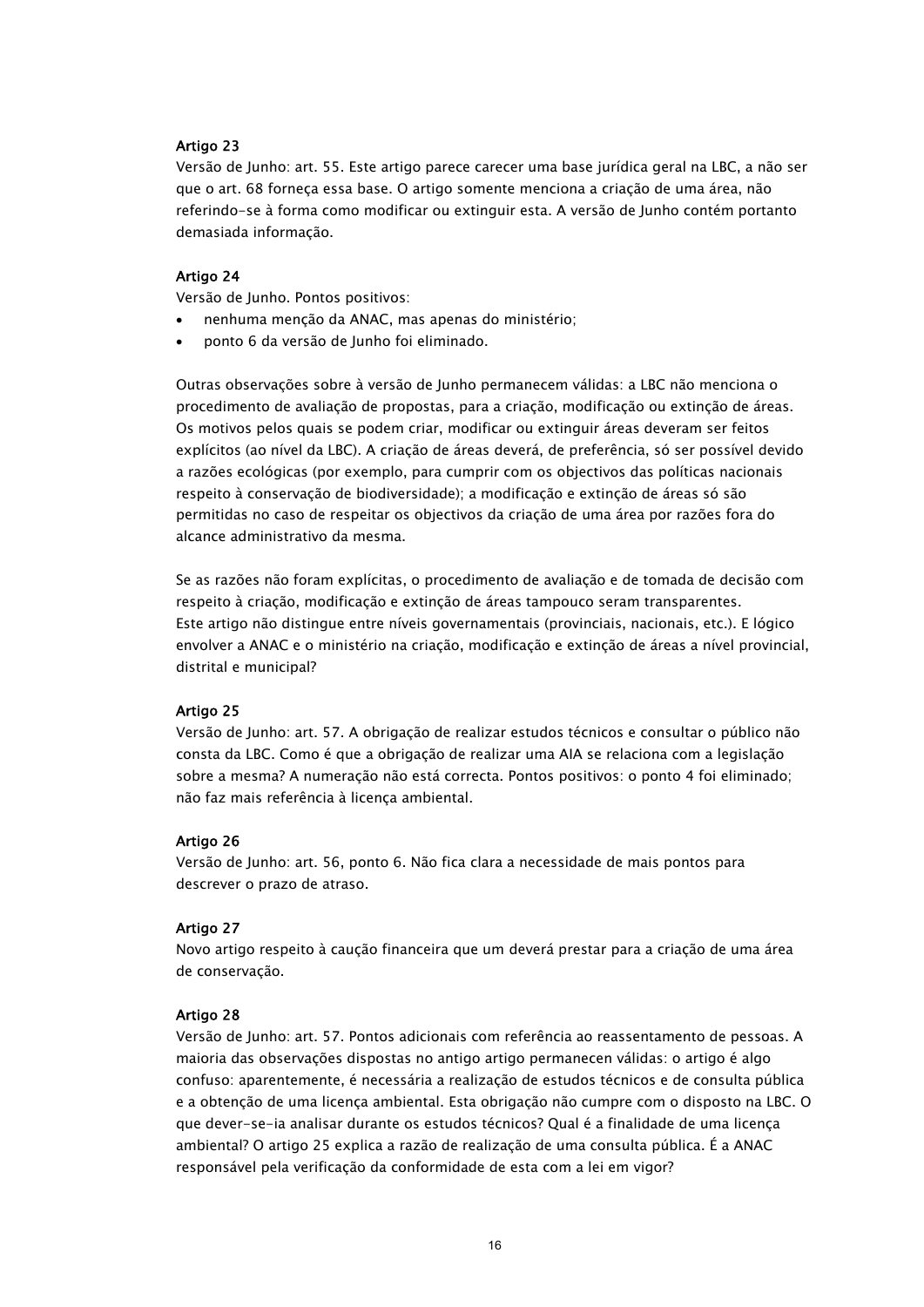#### Artigo 23

Versão de Junho: art. 55. Este artigo parece carecer uma base jurídica geral na LBC, a não ser que o art. 68 forneça essa base. O artigo somente menciona a criação de uma área, não referindo-se à forma como modificar ou extinguir esta. A versão de Junho contém portanto demasiada informação.

#### Artigo 24

Versão de Junho. Pontos positivos:

- nenhuma menção da ANAC, mas apenas do ministério;
- ponto 6 da versão de Junho foi eliminado.

Outras observações sobre à versão de Junho permanecem válidas: a LBC não menciona o procedimento de avaliação de propostas, para a criação, modificação ou extinção de áreas. Os motivos pelos quais se podem criar, modificar ou extinguir áreas deveram ser feitos explícitos (ao nível da LBC). A criação de áreas deverá, de preferência, só ser possível devido a razões ecológicas (por exemplo, para cumprir com os objectivos das políticas nacionais respeito à conservação de biodiversidade); a modificação e extinção de áreas só são permitidas no caso de respeitar os objectivos da criação de uma área por razões fora do alcance administrativo da mesma.

Se as razões não foram explícitas, o procedimento de avaliação e de tomada de decisão com respeito à criação, modificação e extinção de áreas tampouco seram transparentes.
Este artigo não distingue entre níveis governamentais (provinciais, nacionais, etc.). E lógico envolver a ANAC e o ministério na criação, modificação e extinção de áreas a nível provincial, distrital e municipal?

#### Artigo 25

Versão de Junho: art. 57. A obrigação de realizar estudos técnicos e consultar o público não consta da LBC. Como é que a obrigação de realizar uma AIA se relaciona com a legislação sobre a mesma? A numeração não está correcta. Pontos positivos: o ponto 4 foi eliminado; não faz mais referência à licença ambiental.

#### Artigo 26

Versão de Junho: art. 56, ponto 6. Não fica clara a necessidade de mais pontos para descrever o prazo de atraso.

#### Artigo 27

Novo artigo respeito à caução financeira que um deverá prestar para a criação de uma área de conservação.

#### Artigo 28

Versão de Junho: art. 57. Pontos adicionais com referência ao reassentamento de pessoas. A maioria das observações dispostas no antigo artigo permanecen válidas: o artigo é algo confuso: aparentemente, é necessária a realização de estudos técnicos e de consulta pública e a obtenção de uma licença ambiental. Esta obrigação não cumpre com o disposto na LBC. O que dever-se-ia analisar durante os estudos técnicos? Qual é a finalidade de uma licença ambiental? O artigo 25 explica a razão de realização de uma consulta pública. É a ANAC responsável pela verificação da conformidade de esta com a lei em vigor?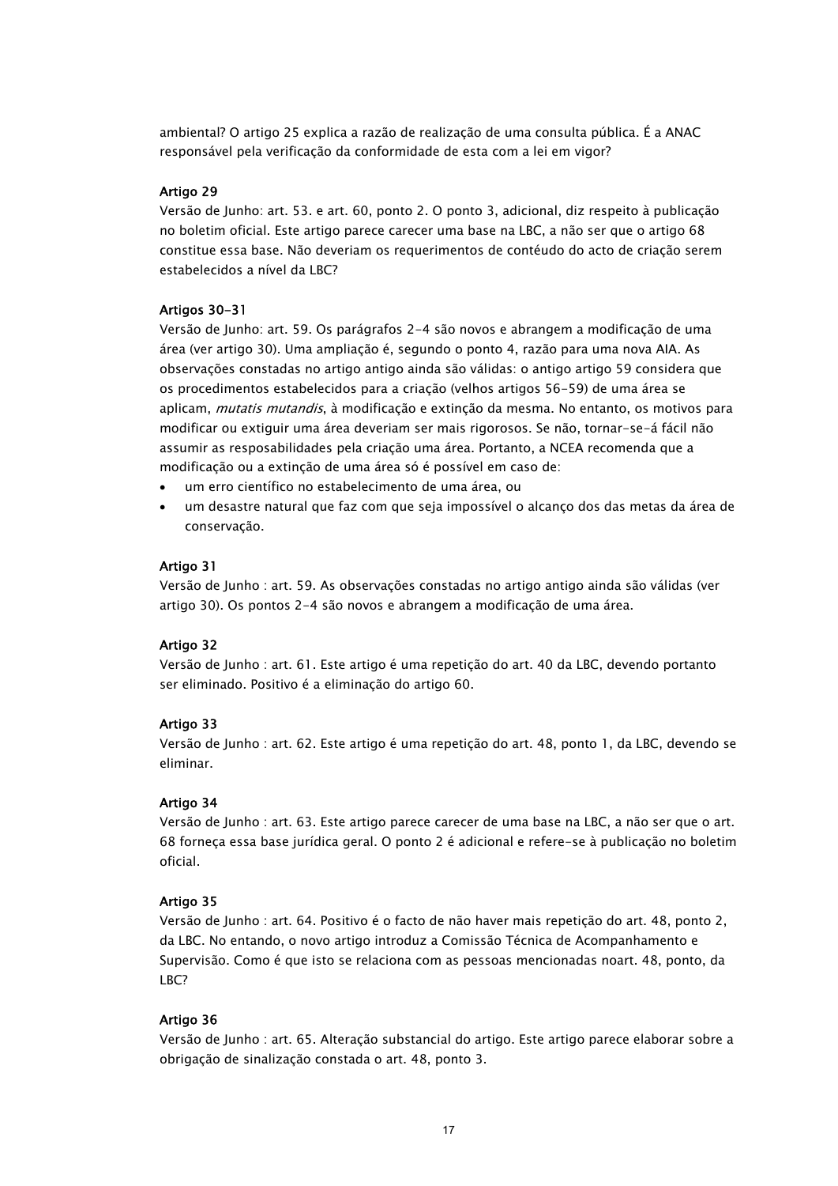ambiental? O artigo 25 explica a razão de realização de uma consulta pública. É a ANAC responsável pela verificação da conformidade de esta com a lei em vigor?

### Artigo 29

Versão de Junho: art. 53. e art. 60, ponto 2. O ponto 3, adicional, diz respeito à publicação no boletim oficial. Este artigo parece carecer uma base na LBC, a não ser que o artigo 68 constitue essa base. Não deveriam os requerimentos de contéudo do acto de criação serem estabelecidos a nível da LBC?

### Artigos 30-31

Versão de Junho: art. 59. Os parágrafos 2-4 são novos e abrangem a modificação de uma área (ver artigo 30). Uma ampliação é, segundo o ponto 4, razão para uma nova AIA. As observações constadas no artigo antigo ainda são válidas: o antigo artigo 59 considera que os procedimentos estabelecidos para a criação (velhos artigos 56-59) de uma área se aplicam, *mutatis mutandis*, à modificação e extinção da mesma. No entanto, os motivos para modificar ou extiguir uma área deveriam ser mais rigorosos. Se não, tornar-se-á fácil não assumir as resposabilidades pela criação uma área. Portanto, a NCEA recomenda que a modificação ou a extinção de uma área só é possível em caso de:

- um erro científico no estabelecimento de uma área, ou
- um desastre natural que faz com que seja impossível o alcanço dos das metas da área de conservação.

### Artigo 31

Versão de Junho : art. 59. As observações constadas no artigo antigo ainda são válidas (ver artigo 30). Os pontos 2-4 são novos e abrangem a modificação de uma área.

### Artigo 32

Versão de Junho : art. 61. Este artigo é uma repetição do art. 40 da LBC, devendo portanto ser eliminado. Positivo é a eliminação do artigo 60.

### Artigo 33

Versão de Junho : art. 62. Este artigo é uma repetição do art. 48, ponto 1, da LBC, devendo se eliminar.

### Artigo 34

Versão de Junho : art. 63. Este artigo parece carecer de uma base na LBC, a não ser que o art. 68 forneça essa base jurídica geral. O ponto 2 é adicional e refere-se à publicação no boletim oficial.

### Artigo 35

Versão de Junho : art. 64. Positivo é o facto de não haver mais repetição do art. 48, ponto 2, da LBC. No entando, o novo artigo introduz a Comissão Técnica de Acompanhamento e Supervisão. Como é que isto se relaciona com as pessoas mencionadas noart. 48, ponto, da LBC?

### Artigo 36

Versão de Junho : art. 65. Alteração substancial do artigo. Este artigo parece elaborar sobre a obrigação de sinalização constada o art. 48, ponto 3.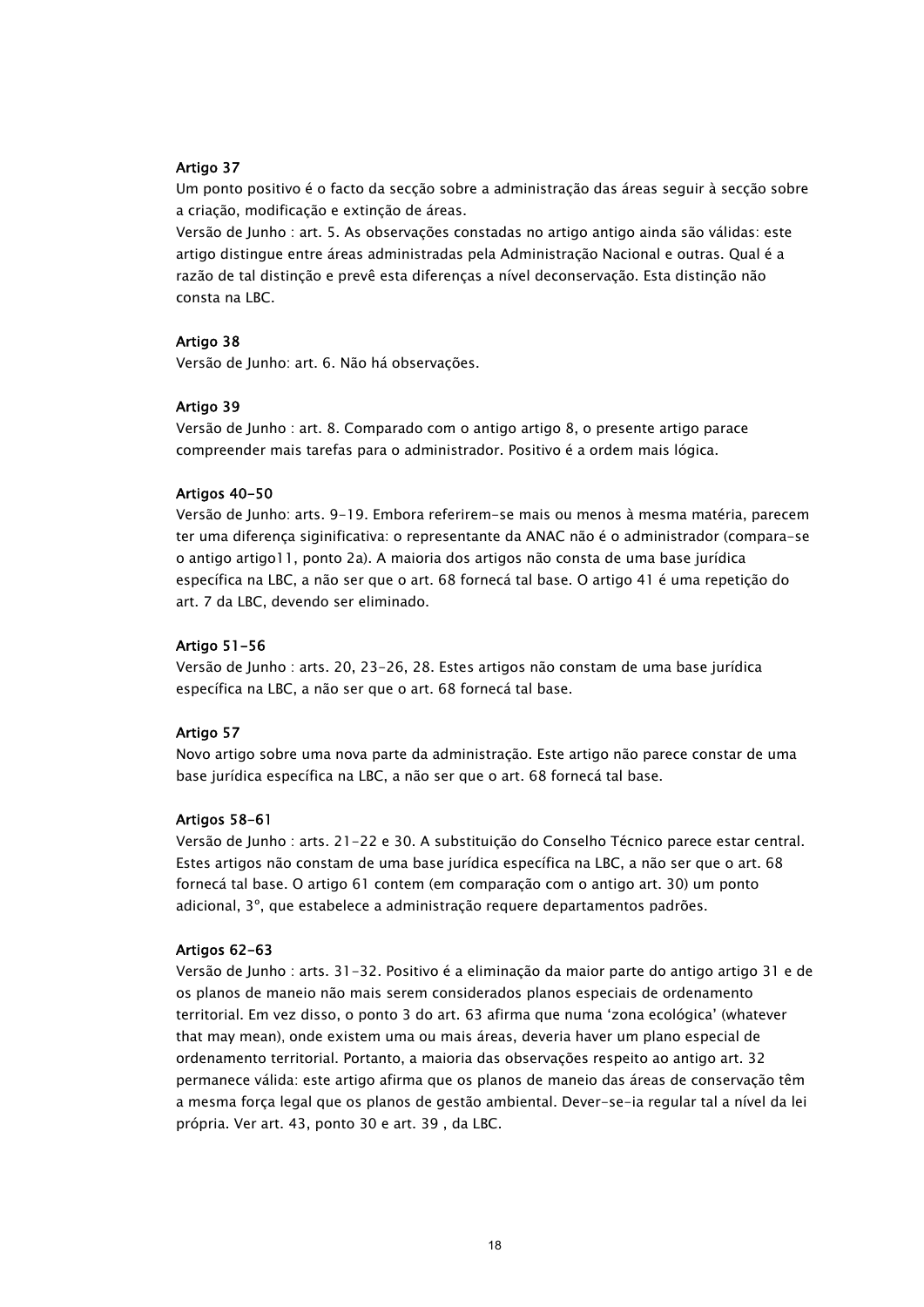**Artigo 37**

Um ponto positivo é o facto da secção sobre a administração das áreas seguir à secção sobre a criação, modificação e extinção de áreas.

Versão de Junho : art. 5. As observações constadas no artigo antigo ainda são válidas: este artigo distingue entre áreas administradas pela Administração Nacional e outras. Qual é a razão de tal distinção e prevê esta diferenças a nível deconservação. Esta distinção não consta na LBC.

**Artigo 38**

Versão de Junho: art. 6. Não há observações.

**Artigo 39**

Versão de Junho : art. 8. Comparado com o antigo artigo 8, o presente artigo parace compreender mais tarefas para o administrador. Positivo é a ordem mais lógica.

**Artigos 40-50**

Versão de Junho: arts. 9-19. Embora referirem-se mais ou menos à mesma matéria, parecem ter uma diferença siginificativa: o representante da ANAC não é o administrador (compara-se o antigo artigo11, ponto 2a). A maioria dos artigos não consta de uma base jurídica específica na LBC, a não ser que o art. 68 fornecá tal base. O artigo 41 é uma repetição do art. 7 da LBC, devendo ser eliminado.

**Artigo 51-56**

Versão de Junho : arts. 20, 23-26, 28. Estes artigos não constam de uma base jurídica específica na LBC, a não ser que o art. 68 fornecá tal base.

**Artigo 57**

Novo artigo sobre uma nova parte da administração. Este artigo não parece constar de uma base jurídica específica na LBC, a não ser que o art. 68 fornecá tal base.

**Artigos 58-61**

Versão de Junho : arts. 21-22 e 30. A substituição do Conselho Técnico parece estar central. Estes artigos não constam de uma base jurídica específica na LBC, a não ser que o art. 68 fornecá tal base. O artigo 61 contem (em comparação com o antigo art. 30) um ponto adicional, 3º, que estabelece a administração requere departamentos padrões.

**Artigos 62-63**

Versão de Junho : arts. 31-32. Positivo é a eliminação da maior parte do antigo artigo 31 e de os planos de maneio não mais serem considerados planos especiais de ordenamento territorial. Em vez disso, o ponto 3 do art. 63 afirma que numa 'zona ecológica' (whatever that may mean), onde existem uma ou mais áreas, deveria haver um plano especial de ordenamento territorial. Portanto, a maioria das observações respeito ao antigo art. 32 permanece válida: este artigo afirma que os planos de maneio das áreas de conservação têm a mesma força legal que os planos de gestão ambiental. Dever-se-ia regular tal a nível da lei própria. Ver art. 43, ponto 30 e art. 39 , da LBC.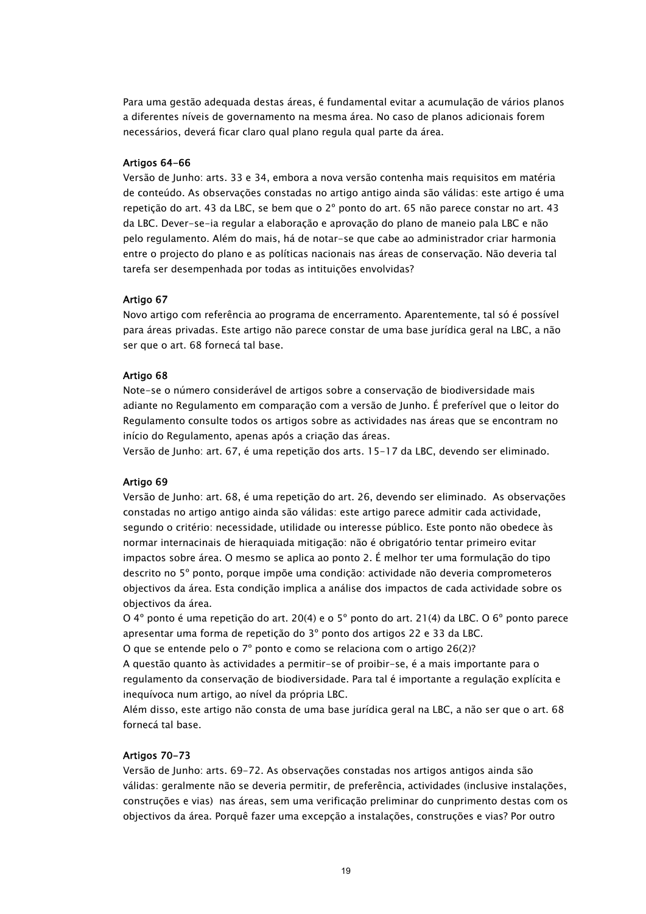Para uma gestão adequada destas áreas, é fundamental evitar a acumulação de vários planos a diferentes níveis de governamento na mesma área. No caso de planos adicionais forem necessários, deverá ficar claro qual plano regula qual parte da área.

#### Artigos 64-66

Versão de Junho: arts. 33 e 34, embora a nova versão contenha mais requisitos em matéria de conteúdo. As observações constadas no artigo antigo ainda são válidas: este artigo é uma repetição do art. 43 da LBC, se bem que o 2º ponto do art. 65 não parece constar no art. 43 da LBC. Dever-se-ia regular a elaboração e aprovação do plano de maneio pala LBC e não pelo regulamento. Além do mais, há de notar-se que cabe ao administrador criar harmonia entre o projecto do plano e as políticas nacionais nas áreas de conservação. Não deveria tal tarefa ser desempenhada por todas as intituições envolvidas?

#### Artigo 67

Novo artigo com referência ao programa de encerramento. Aparentemente, tal só é possível para áreas privadas. Este artigo não parece constar de uma base jurídica geral na LBC, a não ser que o art. 68 forneçá tal base.

#### Artigo 68

Note-se o número considerável de artigos sobre a conservação de biodiversidade mais adiante no Regulamento em comparação com a versão de Junho. É preferível que o leitor do Regulamento consulte todos os artigos sobre as actividades nas áreas que se encontram no início do Regulamento, apenas após a criação das áreas.
Versão de Junho: art. 67, é uma repetição dos arts. 15-17 da LBC, devendo ser eliminado.

#### Artigo 69

Versão de Junho: art. 68, é uma repetição do art. 26, devendo ser eliminado. As observações constadas no artigo antigo ainda são válidas: este artigo parece admitir cada actividade, segundo o critério: necessidade, utilidade ou interesse público. Este ponto não obedece às normar internacinais de hieraquiada mitigação: não é obrigatório tentar primeiro evitar impactos sobre área. O mesmo se aplica ao ponto 2. É melhor ter uma formulação do tipo descrito no 5º ponto, porque impõe uma condição: actividade não deveria comprometeros objectivos da área. Esta condição implica a análise dos impactos de cada actividade sobre os objectivos da área.
O 4º ponto é uma repetição do art. 20(4) e o 5º ponto do art. 21(4) da LBC. O 6º ponto parece apresentar uma forma de repetição do 3º ponto dos artigos 22 e 33 da LBC.
O que se entende pelo o 7º ponto e como se relaciona com o artigo 26(2)?
A questão quanto às actividades a permitir-se of proibir-se, é a mais importante para o regulamento da conservação de biodiversidade. Para tal é importante a regulação explícita e inequívoca num artigo, ao nível da própria LBC.
Além disso, este artigo não consta de uma base jurídica geral na LBC, a não ser que o art. 68 forneçá tal base.

#### Artigos 70-73

Versão de Junho: arts. 69-72. As observações constadas nos artigos antigos ainda são válidas: geralmente não se deveria permitir, de preferência, actividades (inclusive instalações, construções e vias) nas áreas, sem uma verificação preliminar do cunprimento destas com os objectivos da área. Porquê fazer uma excepção a instalações, construções e vias? Por outro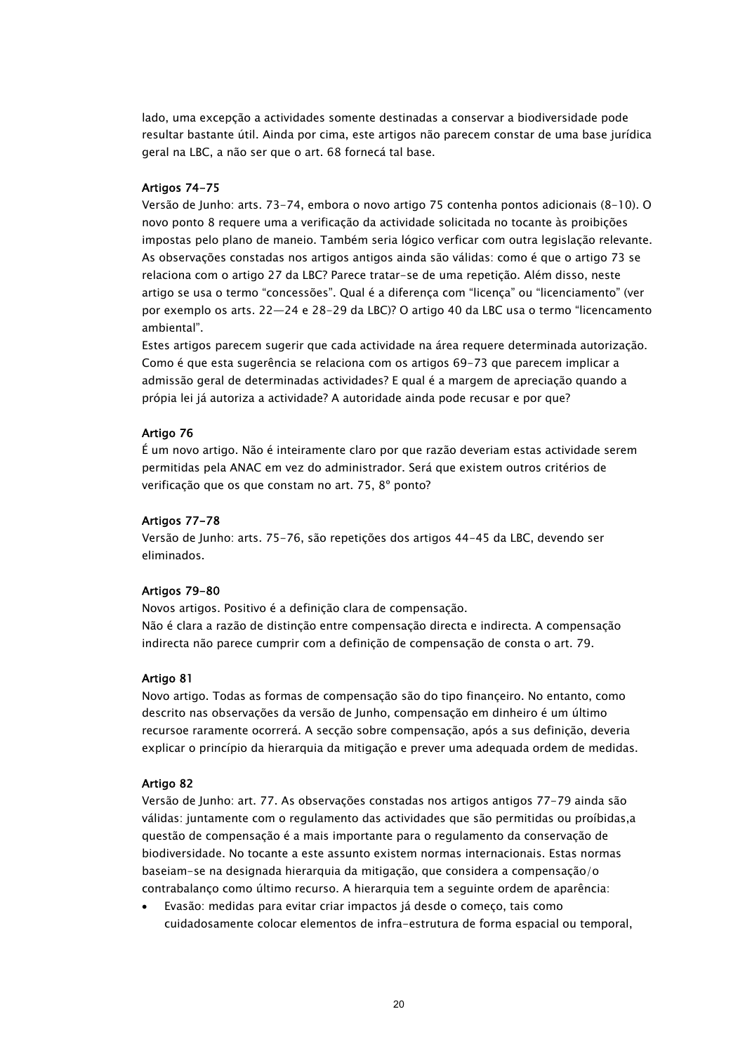lado, uma excepção a actividades somente destinadas a conservar a biodiversidade pode resultar bastante útil. Ainda por cima, este artigos não parecem constar de uma base jurídica geral na LBC, a não ser que o art. 68 forneçá tal base.

#### Artigos 74-75

Versão de Junho: arts. 73-74, embora o novo artigo 75 contenha pontos adicionais (8-10). O novo ponto 8 requere uma a verificação da actividade solicitada no tocante às proibições impostas pelo plano de maneio. Também seria lógico verficar com outra legislação relevante. As observações constadas nos artigos antigos ainda são válidas: como é que o artigo 73 se relaciona com o artigo 27 da LBC? Parece tratar-se de uma repetição. Além disso, neste artigo se usa o termo "concessões". Qual é a diferença com "licença" ou "licenciamento" (ver por exemplo os arts. 22—24 e 28-29 da LBC)? O artigo 40 da LBC usa o termo "licencamento ambiental".

Estes artigos parecem sugerir que cada actividade na área requere determinada autorização. Como é que esta sugerência se relaciona com os artigos 69-73 que parecem implicar a admissão geral de determinadas actividades? E qual é a margem de apreciação quando a própia lei já autoriza a actividade? A autoridade ainda pode recusar e por que?

#### Artigo 76

É um novo artigo. Não é inteiramente claro por que razão deveriam estas actividade serem permitidas pela ANAC em vez do administrador. Será que existem outros critérios de verificação que os que constam no art. 75, 8º ponto?

#### Artigos 77-78

Versão de Junho: arts. 75-76, são repetições dos artigos 44-45 da LBC, devendo ser eliminados.

#### Artigos 79-80

Novos artigos. Positivo é a definição clara de compensação.
Não é clara a razão de distinção entre compensação directa e indirecta. A compensação indirecta não parece cumprir com a definição de compensação de consta o art. 79.

#### Artigo 81

Novo artigo. Todas as formas de compensação são do tipo financeiro. No entanto, como descrito nas observações da versão de Junho, compensação em dinheiro é um último recursoe raramente ocorrerá. A secção sobre compensação, após a sus definição, deveria explicar o princípio da hierarquia da mitigação e prever uma adequada ordem de medidas.

#### Artigo 82

Versão de Junho: art. 77. As observações constadas nos artigos antigos 77-79 ainda são válidas: juntamente com o regulamento das actividades que são permitidas ou proíbidas,a questão de compensação é a mais importante para o regulamento da conservação de biodiversidade. No tocante a este assunto existem normas internacionais. Estas normas baseiam-se na designada hierarquia da mitigação, que considera a compensação/o contrabalanço como último recurso. A hierarquia tem a seguinte ordem de aparência:

- Evasão: medidas para evitar criar impactos já desde o começo, tais como cuidadosamente colocar elementos de infra-estrutura de forma espacial ou temporal,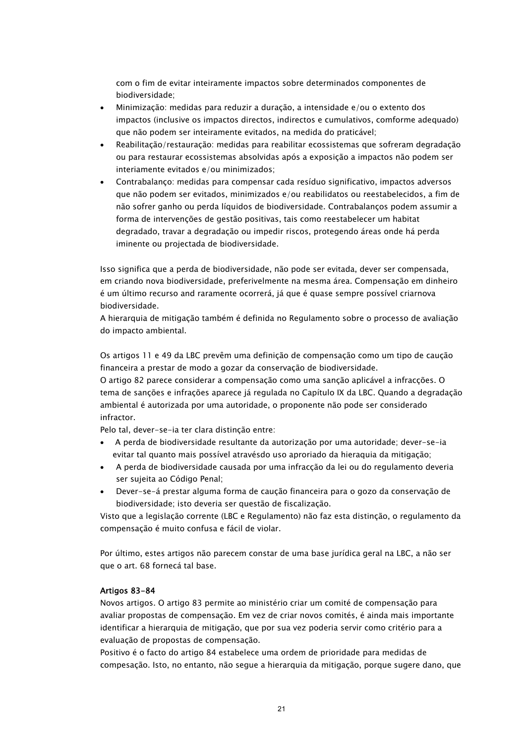com o fim de evitar inteiramente impactos sobre determinados componentes de biodiversidade;

- Minimização: medidas para reduzir a duração, a intensidade e/ou o extento dos impactos (inclusive os impactos directos, indirectos e cumulativos, comforme adequado) que não podem ser inteiramente evitados, na medida do praticável;
- Reabilitação/restauração: medidas para reabilitar ecossistemas que sofreram degradação ou para restaurar ecossistemas absolvidas após a exposição a impactos não podem ser interiamente evitados e/ou minimizados;
- Contrabalanço: medidas para compensar cada resíduo significativo, impactos adversos que não podem ser evitados, minimizados e/ou reabilidatos ou reestabelecidos, a fim de não sofrer ganho ou perda líquidos de biodiversidade. Contrabalanços podem assumir a forma de intervenções de gestão positivas, tais como reestabelecer um habitat degradado, travar a degradação ou impedir riscos, protegendo áreas onde há perda iminente ou projectada de biodiversidade.

Isso significa que a perda de biodiversidade, não pode ser evitada, dever ser compensada, em criando nova biodiversidade, preferivelmente na mesma área. Compensação em dinheiro é um último recurso and raramente ocorrerá, já que é quase sempre possível criarnova biodiversidade.
A hierarquia de mitigação também é definida no Regulamento sobre o processo de avaliação do impacto ambiental.

Os artigos 11 e 49 da LBC prevêm uma definição de compensação como um tipo de caução financeira a prestar de modo a gozar da conservação de biodiversidade.
O artigo 82 parece considerar a compensação como uma sanção aplicável a infracções. O tema de sanções e infrações aparece já regulada no Capítulo IX da LBC. Quando a degradação ambiental é autorizada por uma autoridade, o proponente não pode ser considerado infractor.
Pelo tal, dever-se-ia ter clara distinção entre:

- A perda de biodiversidade resultante da autorização por uma autoridade; dever-se-ia evitar tal quanto mais possível atravésdo uso aproriado da hieraquia da mitigação;
- A perda de biodiversidade causada por uma infracção da lei ou do regulamento deveria ser sujeita ao Código Penal;
- Dever-se-á prestar alguma forma de caução financeira para o gozo da conservação de biodiversidade; isto deveria ser questão de fiscalização.

Visto que a legislação corrente (LBC e Regulamento) não faz esta distinção, o regulamento da compensação é muito confusa e fácil de violar.

Por último, estes artigos não parecem constar de uma base jurídica geral na LBC, a não ser que o art. 68 fornecá tal base.

**Artigos 83-84**

Novos artigos. O artigo 83 permite ao ministério criar um comité de compensação para avaliar propostas de compensação. Em vez de criar novos comités, é ainda mais importante identificar a hierarquia de mitigação, que por sua vez poderia servir como critério para a evaluação de propostas de compensação.
Positivo é o facto do artigo 84 estabelece uma ordem de prioridade para medidas de compesação. Isto, no entanto, não segue a hierarquia da mitigação, porque sugere dano, que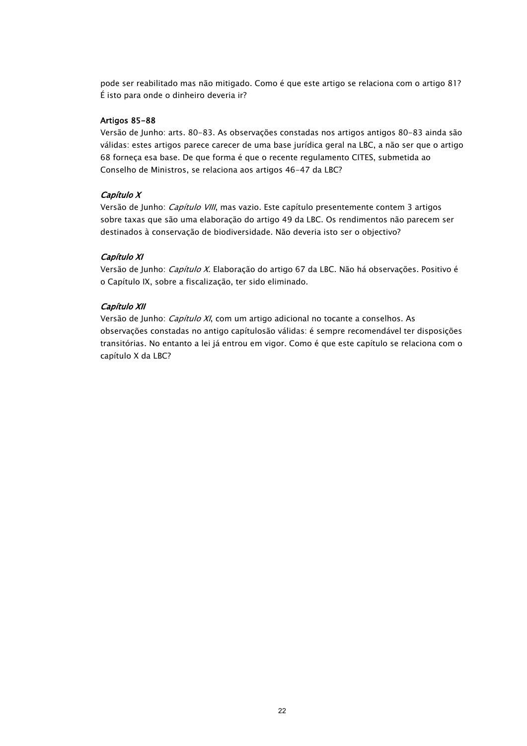pode ser reabilitado mas não mitigado. Como é que este artigo se relaciona com o artigo 81? É isto para onde o dinheiro deveria ir?

**Artigos 85-88**
Versão de Junho: arts. 80-83. As observações constadas nos artigos antigos 80-83 ainda são válidas: estes artigos parece carecer de uma base jurídica geral na LBC, a não ser que o artigo 68 forneça esa base. De que forma é que o recente regulamento CITES, submetida ao Conselho de Ministros, se relaciona aos artigos 46-47 da LBC?

***Capítulo X***
Versão de Junho: *Capítulo VIII*, mas vazio. Este capítulo presentemente contem 3 artigos sobre taxas que são uma elaboração do artigo 49 da LBC. Os rendimentos não parecem ser destinados à conservação de biodiversidade. Não deveria isto ser o objectivo?

***Capítulo XI***
Versão de Junho: *Capítulo X*. Elaboração do artigo 67 da LBC. Não há observações. Positivo é o Capítulo IX, sobre a fiscalização, ter sido eliminado.

***Capítulo XII***
Versão de Junho: *Capítulo XI*, com um artigo adicional no tocante a conselhos. As observações constadas no antigo capítulosão válidas: é sempre recomendável ter disposições transitórias. No entanto a lei já entrou em vigor. Como é que este capítulo se relaciona com o capítulo X da LBC?